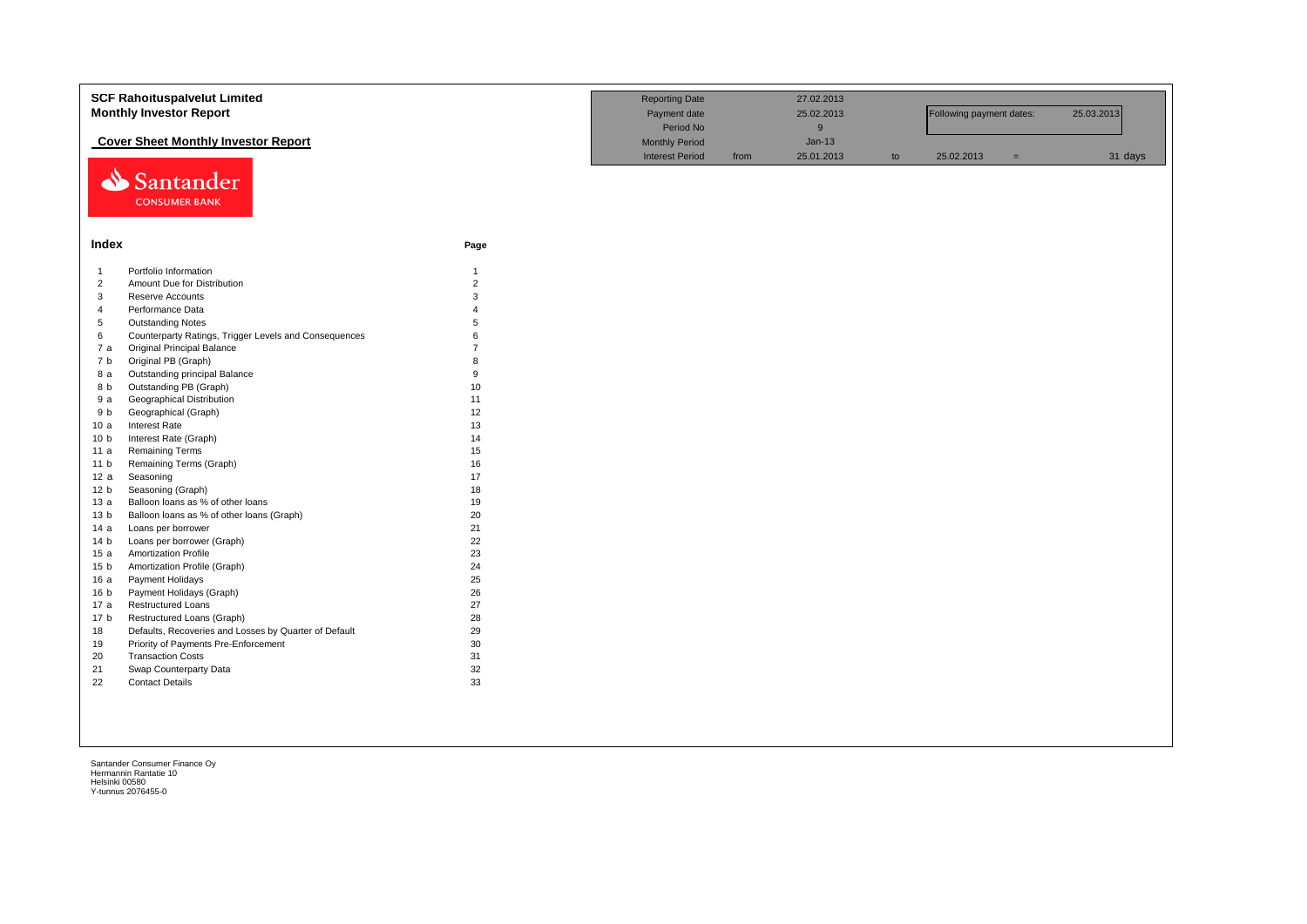# SCF Rahoituspalvelut Limited

## Monthly Investor Report

### Cover Sheet Monthly Investor Report

| Reporting Date | | 27.02.2013 | | | | |
|---|---|---|---|---|---|---|
| Payment date | | 25.02.2013 | | Following payment dates: | | 25.03.2013 |
| Period No | | 9 | | | | |
| Monthly Period | | Jan-13 | | | | |
| Interest Period | from | 25.01.2013 | to | 25.02.2013 | = | 31 days |

Santander CONSUMER BANK

## Index

| | | Page |
|---|---|---|
| 1 | Portfolio Information | 1 |
| 2 | Amount Due for Distribution | 2 |
| 3 | Reserve Accounts | 3 |
| 4 | Performance Data | 4 |
| 5 | Outstanding Notes | 5 |
| 6 | Counterparty Ratings, Trigger Levels and Consequences | 6 |
| 7 a | Original Principal Balance | 7 |
| 7 b | Original PB (Graph) | 8 |
| 8 a | Outstanding principal Balance | 9 |
| 8 b | Outstanding PB (Graph) | 10 |
| 9 a | Geographical Distribution | 11 |
| 9 b | Geographical (Graph) | 12 |
| 10 a | Interest Rate | 13 |
| 10 b | Interest Rate (Graph) | 14 |
| 11 a | Remaining Terms | 15 |
| 11 b | Remaining Terms (Graph) | 16 |
| 12 a | Seasoning | 17 |
| 12 b | Seasoning (Graph) | 18 |
| 13 a | Balloon loans as % of other loans | 19 |
| 13 b | Balloon loans as % of other loans (Graph) | 20 |
| 14 a | Loans per borrower | 21 |
| 14 b | Loans per borrower (Graph) | 22 |
| 15 a | Amortization Profile | 23 |
| 15 b | Amortization Profile (Graph) | 24 |
| 16 a | Payment Holidays | 25 |
| 16 b | Payment Holidays (Graph) | 26 |
| 17 a | Restructured Loans | 27 |
| 17 b | Restructured Loans (Graph) | 28 |
| 18 | Defaults, Recoveries and Losses by Quarter of Default | 29 |
| 19 | Priority of Payments Pre-Enforcement | 30 |
| 20 | Transaction Costs | 31 |
| 21 | Swap Counterparty Data | 32 |
| 22 | Contact Details | 33 |

Santander Consumer Finance Oy
Hermannin Rantatie 10
Helsinki 00580
Y-tunnus 2076455-0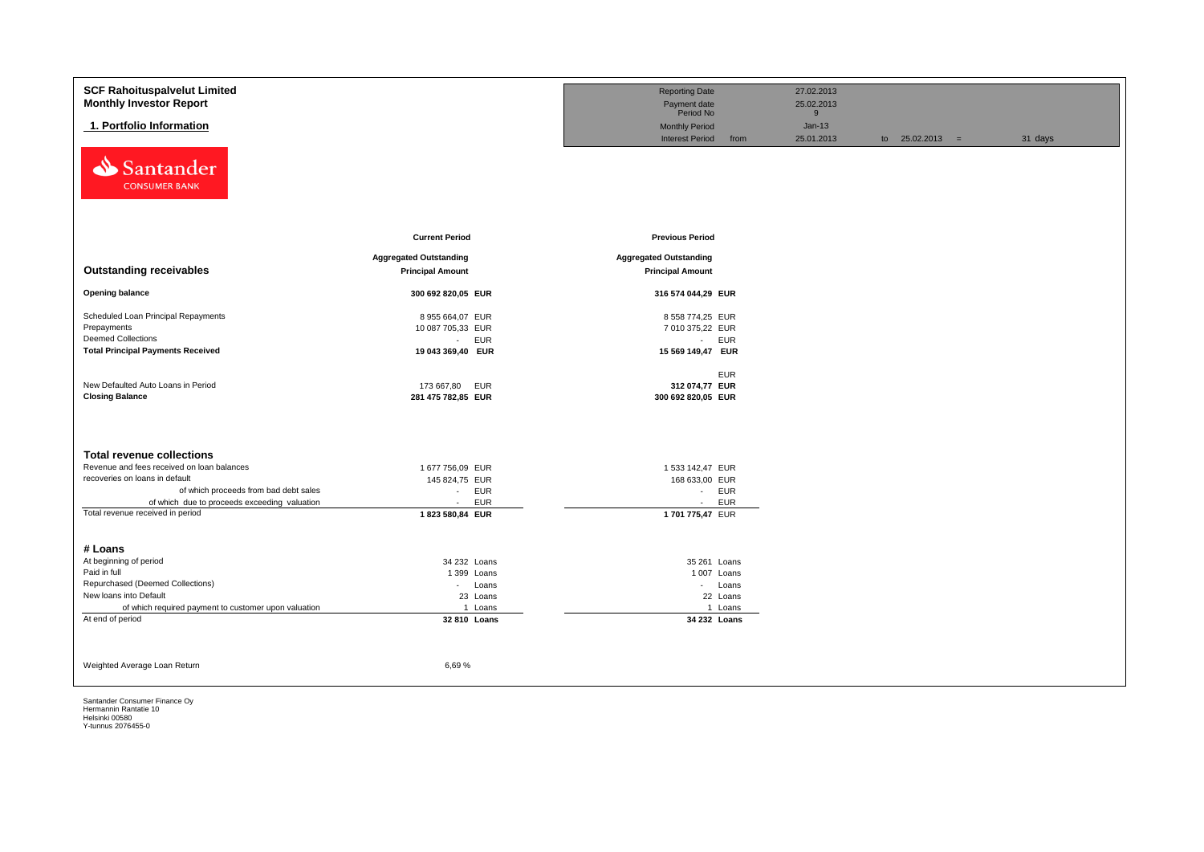# SCF Rahoituspalvelut Limited
## Monthly Investor Report

### 1. Portfolio Information

| | | | | |
|---|---|---|---|---|
| Reporting Date | | 27.02.2013 | | |
| Payment date | | 25.02.2013 | | |
| Period No | | 9 | | |
| Monthly Period | | Jan-13 | | |
| Interest Period | from | 25.01.2013 | to 25.02.2013 = | 31 days |

Santander CONSUMER BANK

| | Current Period | | Previous Period | |
|---|---|---|---|---|
| **Outstanding receivables** | **Aggregated Outstanding Principal Amount** | | **Aggregated Outstanding Principal Amount** | |
| **Opening balance** | **300 692 820,05** | **EUR** | **316 574 044,29** | **EUR** |
| Scheduled Loan Principal Repayments | 8 955 664,07 | EUR | 8 558 774,25 | EUR |
| Prepayments | 10 087 705,33 | EUR | 7 010 375,22 | EUR |
| Deemed Collections | - | EUR | - | EUR |
| **Total Principal Payments Received** | **19 043 369,40** | **EUR** | **15 569 149,47** | **EUR** |
| | | | | EUR |
| New Defaulted Auto Loans in Period | 173 667,80 | EUR | **312 074,77** | **EUR** |
| **Closing Balance** | **281 475 782,85** | **EUR** | **300 692 820,05** | **EUR** |

| **Total revenue collections** | | | | |
|---|---|---|---|---|
| Revenue and fees received on loan balances | 1 677 756,09 | EUR | 1 533 142,47 | EUR |
| recoveries on loans in default | 145 824,75 | EUR | 168 633,00 | EUR |
| of which proceeds from bad debt sales | - | EUR | - | EUR |
| of which due to proceeds exceeding valuation | - | EUR | - | EUR |
| Total revenue received in period | **1 823 580,84** | **EUR** | **1 701 775,47** | EUR |

| **# Loans** | | | | |
|---|---|---|---|---|
| At beginning of period | 34 232 | Loans | 35 261 | Loans |
| Paid in full | 1 399 | Loans | 1 007 | Loans |
| Repurchased (Deemed Collections) | - | Loans | - | Loans |
| New loans into Default | 23 | Loans | 22 | Loans |
| of which required payment to customer upon valuation | 1 | Loans | 1 | Loans |
| At end of period | **32 810** | **Loans** | **34 232** | **Loans** |

| | |
|---|---|
| Weighted Average Loan Return | 6,69 % |

Santander Consumer Finance Oy
Hermannin Rantatie 10
Helsinki 00580
Y-tunnus 2076455-0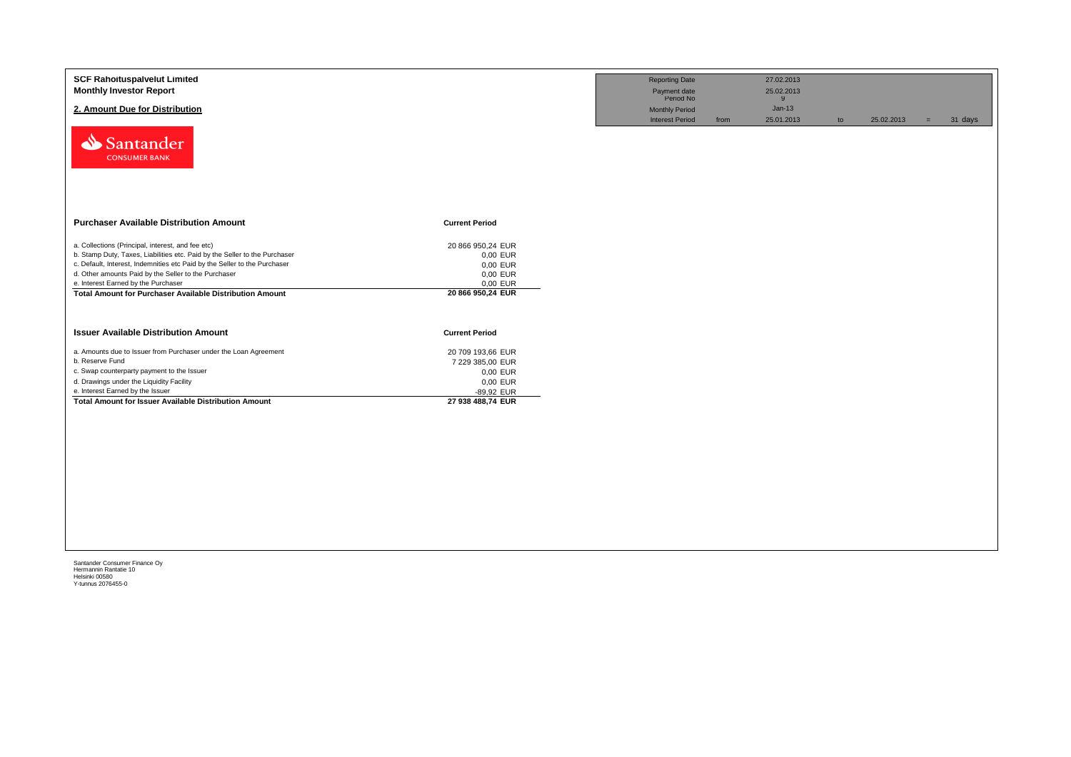**SCF Rahoituspalvelut Limited**
**Monthly Investor Report**

## 2. Amount Due for Distribution

| Reporting Date | | 27.02.2013 | | | | |
|---|---|---|---|---|---|---|
| Payment date | | 25.02.2013 | | | | |
| Period No | | 9 | | | | |
| Monthly Period | | Jan-13 | | | | |
| Interest Period | from | 25.01.2013 | to | 25.02.2013 | = | 31 days |

Santander CONSUMER BANK

| Purchaser Available Distribution Amount | Current Period |
|---|---|
| a. Collections (Principal, interest, and fee etc) | 20 866 950,24 EUR |
| b. Stamp Duty, Taxes, Liabilities etc. Paid by the Seller to the Purchaser | 0,00 EUR |
| c. Default, Interest, Indemnities etc Paid by the Seller to the Purchaser | 0,00 EUR |
| d. Other amounts Paid by the Seller to the Purchaser | 0,00 EUR |
| e. Interest Earned by the Purchaser | 0,00 EUR |
| **Total Amount for Purchaser Available Distribution Amount** | **20 866 950,24 EUR** |

| Issuer Available Distribution Amount | Current Period |
|---|---|
| a. Amounts due to Issuer from Purchaser under the Loan Agreement | 20 709 193,66 EUR |
| b. Reserve Fund | 7 229 385,00 EUR |
| c. Swap counterparty payment to the Issuer | 0,00 EUR |
| d. Drawings under the Liquidity Facility | 0,00 EUR |
| e. Interest Earned by the Issuer | -89,92 EUR |
| **Total Amount for Issuer Available Distribution Amount** | **27 938 488,74 EUR** |

Santander Consumer Finance Oy
Hermannin Rantatie 10
Helsinki 00580
Y-tunnus 2076455-0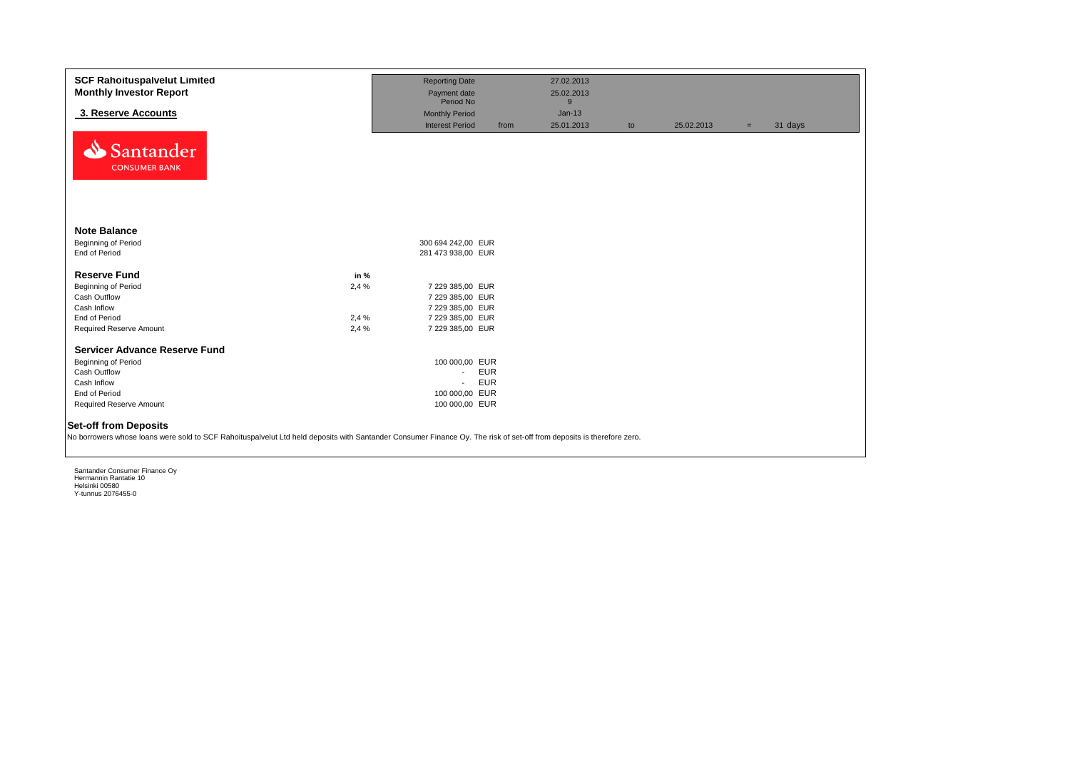**SCF Rahoituspalvelut Limited**
**Monthly Investor Report**

## 3. Reserve Accounts

| | | | | | | | |
|---|---|---|---|---|---|---|---|
| Reporting Date | | 27.02.2013 | | | | | |
| Payment date | | 25.02.2013 | | | | | |
| Period No | | 9 | | | | | |
| Monthly Period | | Jan-13 | | | | | |
| Interest Period | from | 25.01.2013 | to | 25.02.2013 | = | 31 days | |

Santander CONSUMER BANK

### Note Balance

| | | |
|---|---|---|
| Beginning of Period | 300 694 242,00 | EUR |
| End of Period | 281 473 938,00 | EUR |

### Reserve Fund

| | in % | | |
|---|---|---|---|
| Beginning of Period | 2,4 % | 7 229 385,00 | EUR |
| Cash Outflow | | 7 229 385,00 | EUR |
| Cash Inflow | | 7 229 385,00 | EUR |
| End of Period | 2,4 % | 7 229 385,00 | EUR |
| Required Reserve Amount | 2,4 % | 7 229 385,00 | EUR |

### Servicer Advance Reserve Fund

| | | |
|---|---|---|
| Beginning of Period | 100 000,00 | EUR |
| Cash Outflow | - | EUR |
| Cash Inflow | - | EUR |
| End of Period | 100 000,00 | EUR |
| Required Reserve Amount | 100 000,00 | EUR |

### Set-off from Deposits

No borrowers whose loans were sold to SCF Rahoituspalvelut Ltd held deposits with Santander Consumer Finance Oy. The risk of set-off from deposits is therefore zero.

Santander Consumer Finance Oy
Hermannin Rantatie 10
Helsinki 00580
Y-tunnus 2076455-0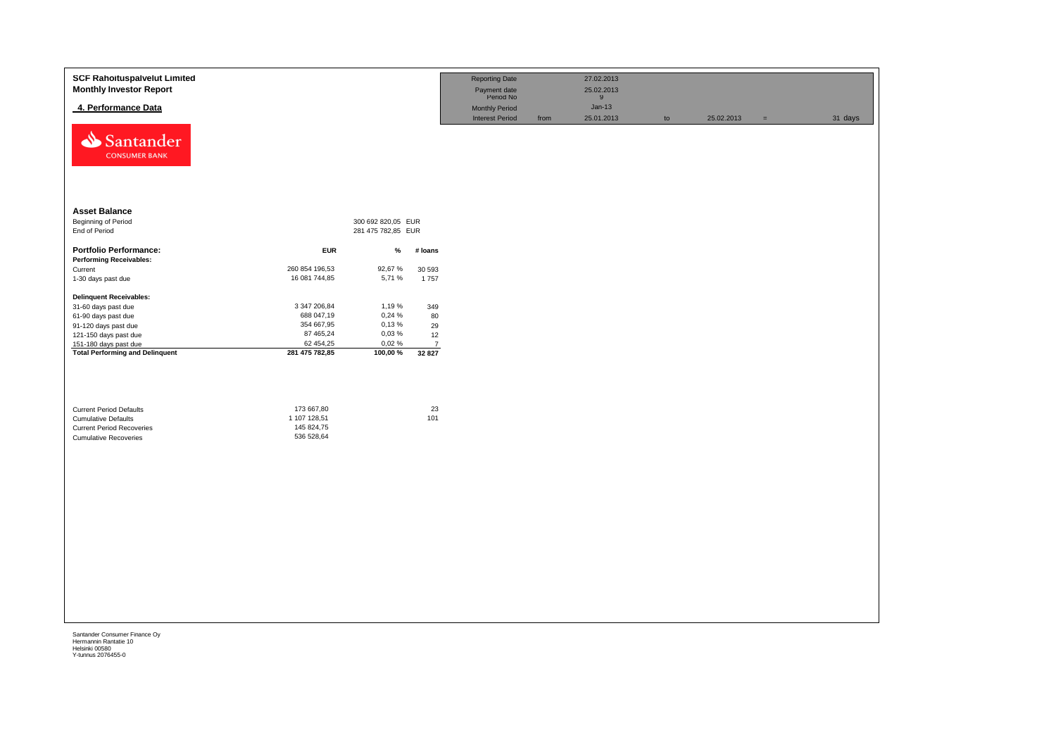**SCF Rahoituspalvelut Limited**
**Monthly Investor Report**

## 4. Performance Data

| Reporting Date | | 27.02.2013 | | | | |
|---|---|---|---|---|---|---|
| Payment date | | 25.02.2013 | | | | |
| Period No | | 9 | | | | |
| Monthly Period | | Jan-13 | | | | |
| Interest Period | from | 25.01.2013 | to | 25.02.2013 | = | 31 days |

### Asset Balance

| | | |
|---|---|---|
| Beginning of Period | 300 692 820,05 | EUR |
| End of Period | 281 475 782,85 | EUR |

| Portfolio Performance: | EUR | % | # loans |
|---|---|---|---|
| **Performing Receivables:** | | | |
| Current | 260 854 196,53 | 92,67 % | 30 593 |
| 1-30 days past due | 16 081 744,85 | 5,71 % | 1 757 |
| **Delinquent Receivables:** | | | |
| 31-60 days past due | 3 347 206,84 | 1,19 % | 349 |
| 61-90 days past due | 688 047,19 | 0,24 % | 80 |
| 91-120 days past due | 354 667,95 | 0,13 % | 29 |
| 121-150 days past due | 87 465,24 | 0,03 % | 12 |
| 151-180 days past due | 62 454,25 | 0,02 % | 7 |
| **Total Performing and Delinquent** | **281 475 782,85** | **100,00 %** | **32 827** |

| | | |
|---|---|---|
| Current Period Defaults | 173 667,80 | 23 |
| Cumulative Defaults | 1 107 128,51 | 101 |
| Current Period Recoveries | 145 824,75 | |
| Cumulative Recoveries | 536 528,64 | |

Santander Consumer Finance Oy
Hermannin Rantatie 10
Helsinki 00580
Y-tunnus 2076455-0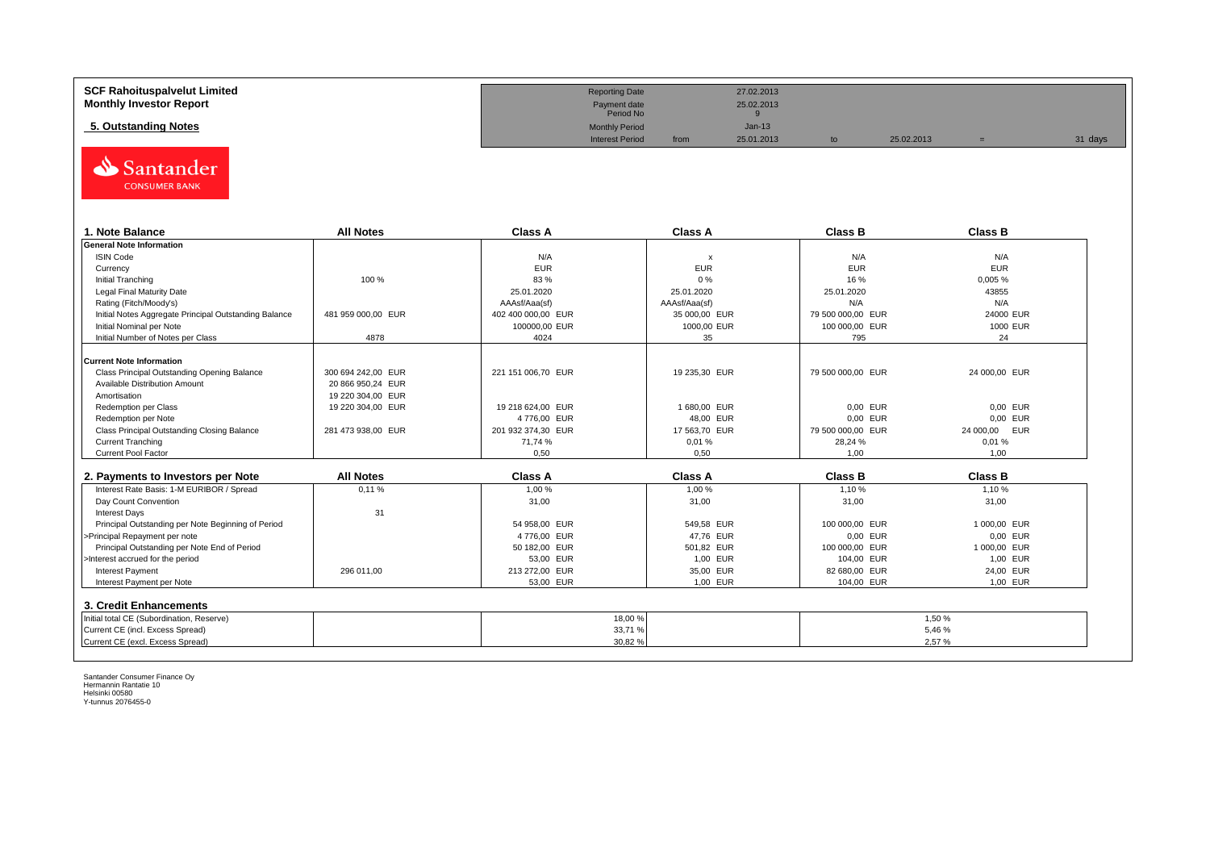**SCF Rahoituspalvelut Limited**
**Monthly Investor Report**

**5. Outstanding Notes**

| | | | | | | |
|---|---|---|---|---|---|---|
| Reporting Date | | 27.02.2013 | | | | |
| Payment date | | 25.02.2013 | | | | |
| Period No | | 9 | | | | |
| Monthly Period | | Jan-13 | | | | |
| Interest Period | from | 25.01.2013 | to | 25.02.2013 | = | 31 days |

| 1. Note Balance | All Notes | Class A | Class A | Class B | Class B |
|---|---|---|---|---|---|
| **General Note Information** | | | | | |
| ISIN Code | | N/A | x | N/A | N/A |
| Currency | | EUR | EUR | EUR | EUR |
| Initial Tranching | 100 % | 83 % | 0 % | 16 % | 0,005 % |
| Legal Final Maturity Date | | 25.01.2020 | 25.01.2020 | 25.01.2020 | 43855 |
| Rating (Fitch/Moody's) | | AAAsf/Aaa(sf) | AAAsf/Aaa(sf) | N/A | N/A |
| Initial Notes Aggregate Principal Outstanding Balance | 481 959 000,00 EUR | 402 400 000,00 EUR | 35 000,00 EUR | 79 500 000,00 EUR | 24000 EUR |
| Initial Nominal per Note | | 100000,00 EUR | 1000,00 EUR | 100 000,00 EUR | 1000 EUR |
| Initial Number of Notes per Class | 4878 | 4024 | 35 | 795 | 24 |
| **Current Note Information** | | | | | |
| Class Principal Outstanding Opening Balance | 300 694 242,00 EUR | 221 151 006,70 EUR | 19 235,30 EUR | 79 500 000,00 EUR | 24 000,00 EUR |
| Available Distribution Amount | 20 866 950,24 EUR | | | | |
| Amortisation | 19 220 304,00 EUR | | | | |
| Redemption per Class | 19 220 304,00 EUR | 19 218 624,00 EUR | 1 680,00 EUR | 0,00 EUR | 0,00 EUR |
| Redemption per Note | | 4 776,00 EUR | 48,00 EUR | 0,00 EUR | 0,00 EUR |
| Class Principal Outstanding Closing Balance | 281 473 938,00 EUR | 201 932 374,30 EUR | 17 563,70 EUR | 79 500 000,00 EUR | 24 000,00 EUR |
| Current Tranching | | 71,74 % | 0,01 % | 28,24 % | 0,01 % |
| Current Pool Factor | | 0,50 | 0,50 | 1,00 | 1,00 |

| 2. Payments to Investors per Note | All Notes | Class A | Class A | Class B | Class B |
|---|---|---|---|---|---|
| Interest Rate Basis: 1-M EURIBOR / Spread | 0,11 % | 1,00 % | 1,00 % | 1,10 % | 1,10 % |
| Day Count Convention | | 31,00 | 31,00 | 31,00 | 31,00 |
| Interest Days | 31 | | | | |
| Principal Outstanding per Note Beginning of Period | | 54 958,00 EUR | 549,58 EUR | 100 000,00 EUR | 1 000,00 EUR |
| >Principal Repayment per note | | 4 776,00 EUR | 47,76 EUR | 0,00 EUR | 0,00 EUR |
| Principal Outstanding per Note End of Period | | 50 182,00 EUR | 501,82 EUR | 100 000,00 EUR | 1 000,00 EUR |
| >Interest accrued for the period | | 53,00 EUR | 1,00 EUR | 104,00 EUR | 1,00 EUR |
| Interest Payment | 296 011,00 | 213 272,00 EUR | 35,00 EUR | 82 680,00 EUR | 24,00 EUR |
| Interest Payment per Note | | 53,00 EUR | 1,00 EUR | 104,00 EUR | 1,00 EUR |

| 3. Credit Enhancements | | Class A | | Class B |
|---|---|---|---|---|
| Initial total CE (Subordination, Reserve) | | 18,00 % | | 1,50 % |
| Current CE (incl. Excess Spread) | | 33,71 % | | 5,46 % |
| Current CE (excl. Excess Spread) | | 30,82 % | | 2,57 % |

Santander Consumer Finance Oy
Hermannin Rantatie 10
Helsinki 00580
Y-tunnus 2076455-0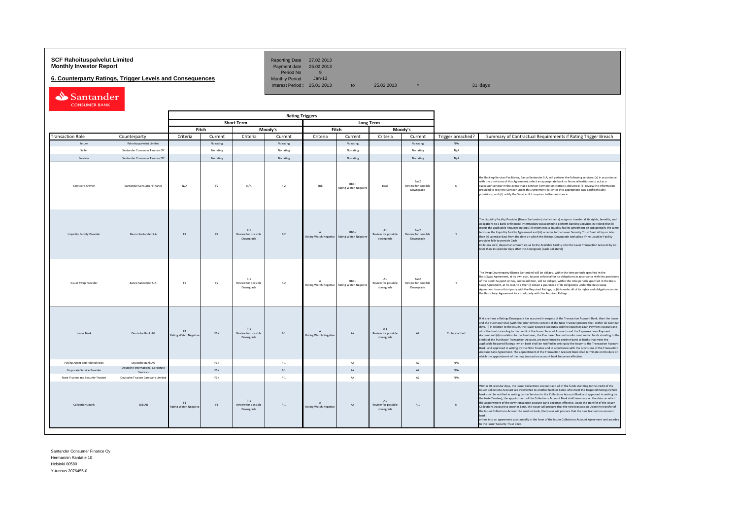**SCF Rahoituspalvelut Limited**
**Monthly Investor Report**

**6. Counterparty Ratings, Trigger Levels and Consequences**

| | | | | | |
|---|---|---|---|---|---|
| Reporting Date | 27.02.2013 | | | | |
| Payment date | 25.02.2013 | | | | |
| Period No | 9 | | | | |
| Monthly Period | Jan-13 | | | | |
| Interest Period : | 25.01.2013 | to | 25.02.2013 | = | 31 days |

| | | Rating Triggers | | | | | | | | | |
|---|---|---|---|---|---|---|---|---|---|---|---|
| | | Short Term | | | | Long Term | | | | | |
| | | Fitch | | Moody's | | Fitch | | Moody's | | | |
| Transaction Role | Counterparty | Criteria | Current | Criteria | Current | Criteria | Current | Criteria | Current | Trigger breached? | Summary of Contractual Requirements if Rating Trigger Breach |
| Issuer | Rahoituspalvelut Limited | | No rating | | No rating | | No rating | | No rating | N/A | |
| Seller | Santander Consumer Finance OY | | No rating | | No rating | | No rating | | No rating | N/A | |
| Servicer | Santander Consumer Finance OY | | No rating | | No rating | | No rating | | No rating | N/A | |
| Servicer's Owner | Santander Consumer Finance | N/A | F2 | N/A | P-2 | BBB | BBB+ Rating Watch Negative | Baa3 | Baa2 Review for possible Downgrade | N | the Back-up Servicer Facilitator, Banco Santander S.A, will perform the following services: (a) in accordance with the provisions of this Agreement, select an appropriate bank or financial institution to act as a successor servicer in the event that a Servicer Termination Notice is delivered; (b) review the information provided to it by the Servicer under this Agreement; (c) enter into appropriate data confidentiality provisions; and (d) notify the Servicer if it requires further assistance |
| Liquidity Facility Provider | Banco Santander S.A. | F2 | F2 | P-1 Review for possible Downgrade | P-2 | A Rating Watch Negative | BBB+ Rating Watch Negative | A1 Review for possible downgrade | Baa2 Review for possible Downgrade | Y | The Liquidity Facility Provider (Banco Santander) shall either a) assign or transfer all its rights, benefits, and obligations to a bank or financial intermediary passported to perform banking activities in Ireland that (i) meets the applicable Required Ratings (ii) enters into a liquidity facility agreement on substantially the same terms as the Liquidity Facility Agreement and (iii) accedes to the Issuer Security Trust Deed all by no later than 30 calendar days from the date on which the Ratings Downgrade took place if the Liquidity Facility provider fails to provide Cash Collateral or b) deposit an amount equal to the Available Facility into the Issuer Transaction Account by no later than 14 calendar days after the downgrade (Cash Collateral) |
| Issuer Swap Provider | Banco Santander S.A. | F2 | F2 | P-1 Review for possible Downgrade | P-2 | A Rating Watch Negative | BBB+ Rating Watch Negative | A1 Review for possible downgrade | Baa2 Review for possible Downgrade | Y | The Swap Counterparty (Banco Santander) will be obliged, within the time periods specified in the Basis Swap Agreement, at its own cost, to post collateral for its obligations in accordance with the provisions of the Credit Support Annex, and in addition, will be obliged, within the time periods specified in the Basis Swap Agreement, at its cost, to either (i) obtain a guarantee of its obligations under the Basis Swap Agreement from a third party with the Required Ratings; or (ii) transfer all of its rights and obligations under the Basis Swap Agreement to a third party with the Required Ratings |
| Issuer Bank | Deutsche Bank AG | F1 Rating Watch Negative | F1+ | P-1 Review for possible Downgrade | P-1 | A Rating Watch Negative | A+ | A1 Review for possible downgrade | A2 | To be clarified | If at any time a Ratings Downgrade has occurred in respect of the Transaction Account Bank, then the Issuer and the Purchaser shall (with the prior written consent of the Note Trustee) procure that, within 30 calendar days, (i) in relation to the Issuer, the Issuer Secured Accounts and the Expenses Loan Payment Account and all of the funds standing to the credit of the Issuer Secured Accounts and the Expenses Loan Payment Account and (ii) in relation to the Purchaser, the Purchaser Transaction Account and all funds standing to the credit of the Purchaser Transaction Account, are transferred to another bank or banks that meet the applicable Required Ratings (which bank shall be notified in writing by the Issuer to the Transaction Account Bank) and approved in writing by the Note Trustee and in accordance with the provisions of the Transaction Account Bank Agreement. The appointment of the Transaction Account Bank shall terminate on the date on which the appointment of the new transaction account bank becomes effective. |
| Paying Agent and related roles | Deutsche Bank AG | | F1+ | | P-1 | | A+ | | A2 | N/A | |
| Corporate Service Provider | Deutsche International Corporate Services | | F1+ | | P-1 | | A+ | | A2 | N/A | |
| Note Trustee and Security Trustee | Deutsche Trustee Company Limited | | F1+ | | P-1 | | A+ | | A2 | N/A | |
| Collections Bank | SEB AB | F1 Rating Watch Negative | F1 | P-1 Review for possible Downgrade | P-1 | A Rating Watch Negative | A+ | A1 Review for possible downgrade | A 1 | N | Within 30 calendar days, the Issuer Collections Account and all of the funds standing to the credit of the Issuer Collections Account are transferred to another bank or banks who meet the Required Ratings (which bank shall be notified in writing by the Servicer to the Collections Account Bank and approved in writing by the Note Trustee); the appointment of the Collections Account Bank shall terminate on the date on which the appointment of the new transaction account bank becomes effective. Upon the transfer of the Issuer Collections Account to another bank, the Issuer will procure that the new transaction Upon the transfer of the Issuer Collections Account to another bank, the Issuer will procure that the new transaction account bank enters into an agreement substantially in the form of the Issuer Collections Account Agreement and accedes to the Issuer Security Trust Deed. |

Santander Consumer Finance Oy
Hermannin Rantatie 10
Helsinki 00580
Y-tunnus 2076455-0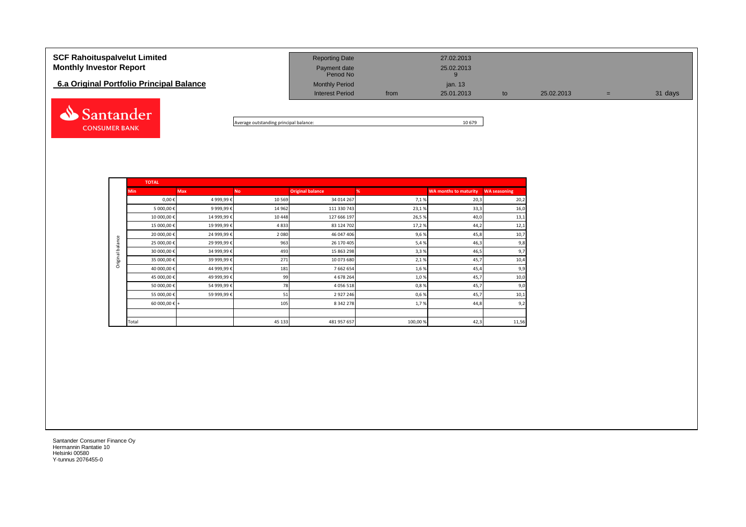# SCF Rahoituspalvelut Limited
## Monthly Investor Report

### 6.a Original Portfolio Principal Balance

| | | | | | | |
|---|---|---|---|---|---|---|
| Reporting Date | | 27.02.2013 | | | | |
| Payment date | | 25.02.2013 | | | | |
| Period No | | 9 | | | | |
| Monthly Period | | jan. 13 | | | | |
| Interest Period | from | 25.01.2013 | to | 25.02.2013 | = | 31 days |

Santander CONSUMER BANK

Average outstanding principal balance: 10 679

**TOTAL**

| | Min | Max | No | Original balance | % | WA months to maturity | WA seasoning |
|---|---|---|---|---|---|---|---|
| Original balance | 0,00 € | 4 999,99 € | 10 569 | 34 014 267 | 7,1 % | 20,3 | 20,2 |
| | 5 000,00 € | 9 999,99 € | 14 962 | 111 330 743 | 23,1 % | 33,3 | 16,0 |
| | 10 000,00 € | 14 999,99 € | 10 448 | 127 666 197 | 26,5 % | 40,0 | 13,1 |
| | 15 000,00 € | 19 999,99 € | 4 833 | 83 124 702 | 17,2 % | 44,2 | 12,1 |
| | 20 000,00 € | 24 999,99 € | 2 080 | 46 047 406 | 9,6 % | 45,8 | 10,7 |
| | 25 000,00 € | 29 999,99 € | 963 | 26 170 405 | 5,4 % | 46,3 | 9,8 |
| | 30 000,00 € | 34 999,99 € | 493 | 15 863 298 | 3,3 % | 46,5 | 9,7 |
| | 35 000,00 € | 39 999,99 € | 271 | 10 073 680 | 2,1 % | 45,7 | 10,4 |
| | 40 000,00 € | 44 999,99 € | 181 | 7 662 654 | 1,6 % | 45,4 | 9,9 |
| | 45 000,00 € | 49 999,99 € | 99 | 4 678 264 | 1,0 % | 45,7 | 10,0 |
| | 50 000,00 € | 54 999,99 € | 78 | 4 056 518 | 0,8 % | 45,7 | 9,0 |
| | 55 000,00 € | 59 999,99 € | 51 | 2 927 246 | 0,6 % | 45,7 | 10,1 |
| | 60 000,00 € | + | 105 | 8 342 278 | 1,7 % | 44,8 | 9,2 |
| | | | | | | | |
| | Total | | 45 133 | 481 957 657 | 100,00 % | 42,3 | 11,56 |

Santander Consumer Finance Oy
Hermannin Rantatie 10
Helsinki 00580
Y-tunnus 2076455-0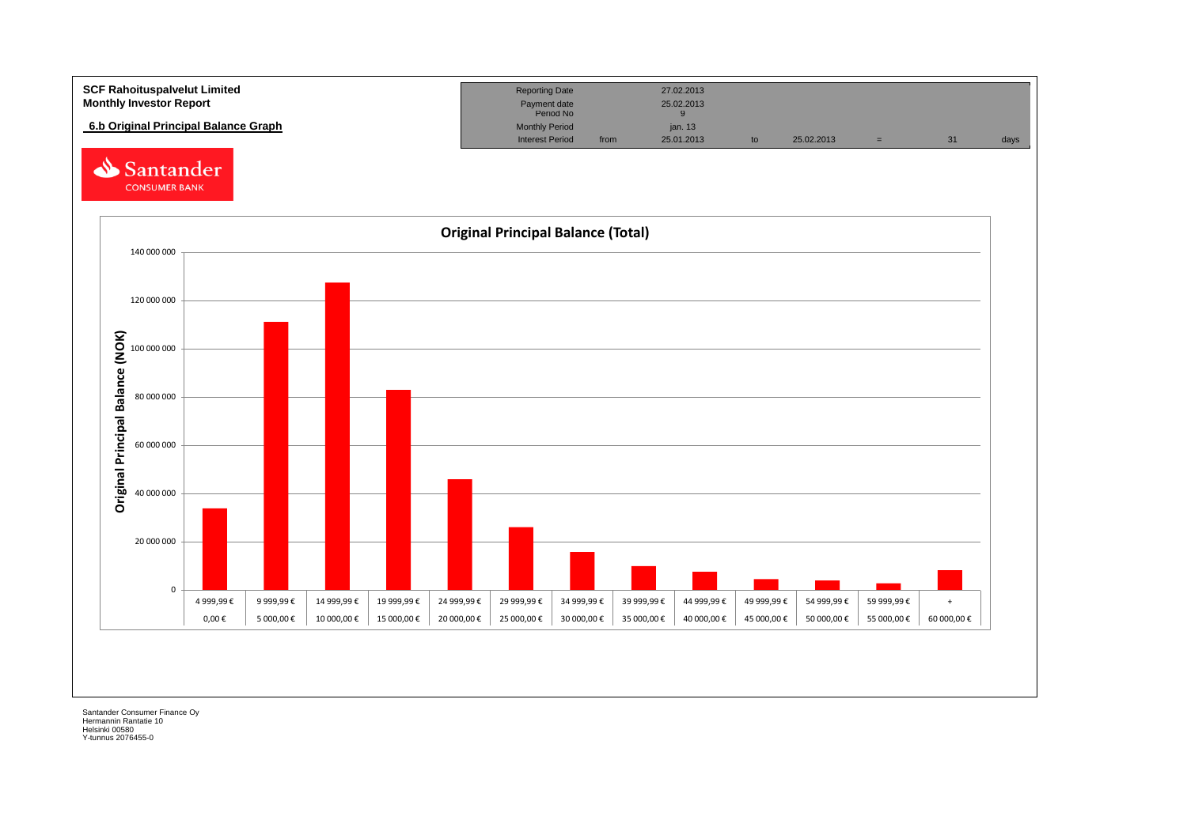**SCF Rahoituspalvelut Limited**
**Monthly Investor Report**

**6.b Original Principal Balance Graph**

| Reporting Date | | 27.02.2013 | | | | | |
|---|---|---|---|---|---|---|---|
| Payment date | | 25.02.2013 | | | | | |
| Period No | | 9 | | | | | |
| Monthly Period | | jan. 13 | | | | | |
| Interest Period | from | 25.01.2013 | to | 25.02.2013 | = | 31 | days |

Santander CONSUMER BANK

**Original Principal Balance (Total)**

Y-axis: Original Principal Balance (NOK) — 0; 20 000 000; 40 000 000; 60 000 000; 80 000 000; 100 000 000; 120 000 000; 140 000 000

| From | To |
|---|---|
| 0,00 € | 4 999,99 € |
| 5 000,00 € | 9 999,99 € |
| 10 000,00 € | 14 999,99 € |
| 15 000,00 € | 19 999,99 € |
| 20 000,00 € | 24 999,99 € |
| 25 000,00 € | 29 999,99 € |
| 30 000,00 € | 34 999,99 € |
| 35 000,00 € | 39 999,99 € |
| 40 000,00 € | 44 999,99 € |
| 45 000,00 € | 49 999,99 € |
| 50 000,00 € | 54 999,99 € |
| 55 000,00 € | 59 999,99 € |
| 60 000,00 € | + |

Santander Consumer Finance Oy
Hermannin Rantatie 10
Helsinki 00580
Y-tunnus 2076455-0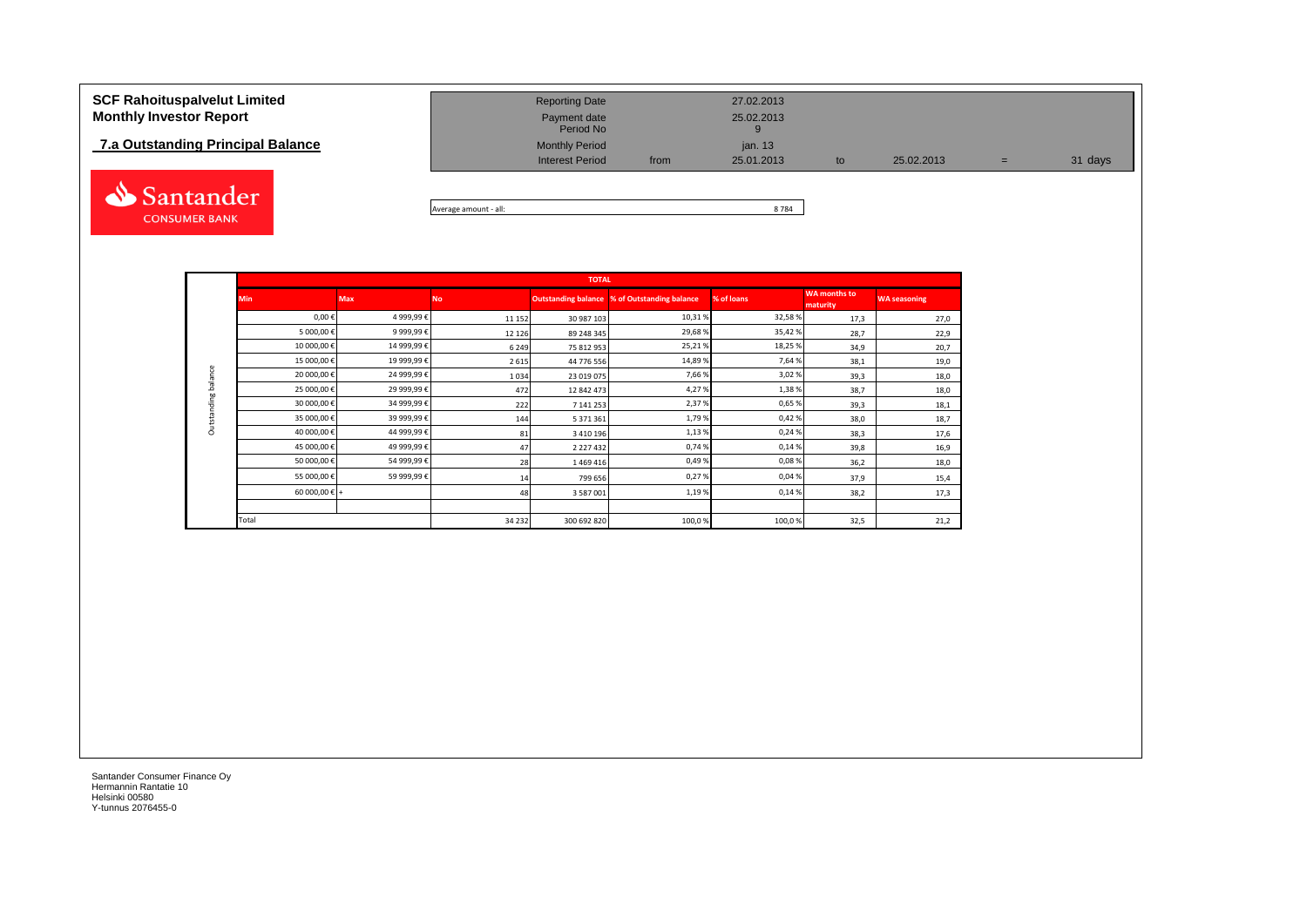**SCF Rahoituspalvelut Limited**
**Monthly Investor Report**

**7.a Outstanding Principal Balance**

| Reporting Date | | 27.02.2013 | | | | |
|---|---|---|---|---|---|---|
| Payment date | | 25.02.2013 | | | | |
| Period No | | 9 | | | | |
| Monthly Period | | jan. 13 | | | | |
| Interest Period | from | 25.01.2013 | to | 25.02.2013 | = | 31 days |

Average amount - all: 8 784

| | TOTAL | | | | | | | |
|---|---|---|---|---|---|---|---|---|
| | Min | Max | No | Outstanding balance | % of Outstanding balance | % of loans | WA months to maturity | WA seasoning |
| Outstanding balance | 0,00 € | 4 999,99 € | 11 152 | 30 987 103 | 10,31 % | 32,58 % | 17,3 | 27,0 |
| | 5 000,00 € | 9 999,99 € | 12 126 | 89 248 345 | 29,68 % | 35,42 % | 28,7 | 22,9 |
| | 10 000,00 € | 14 999,99 € | 6 249 | 75 812 953 | 25,21 % | 18,25 % | 34,9 | 20,7 |
| | 15 000,00 € | 19 999,99 € | 2 615 | 44 776 556 | 14,89 % | 7,64 % | 38,1 | 19,0 |
| | 20 000,00 € | 24 999,99 € | 1 034 | 23 019 075 | 7,66 % | 3,02 % | 39,3 | 18,0 |
| | 25 000,00 € | 29 999,99 € | 472 | 12 842 473 | 4,27 % | 1,38 % | 38,7 | 18,0 |
| | 30 000,00 € | 34 999,99 € | 222 | 7 141 253 | 2,37 % | 0,65 % | 39,3 | 18,1 |
| | 35 000,00 € | 39 999,99 € | 144 | 5 371 361 | 1,79 % | 0,42 % | 38,0 | 18,7 |
| | 40 000,00 € | 44 999,99 € | 81 | 3 410 196 | 1,13 % | 0,24 % | 38,3 | 17,6 |
| | 45 000,00 € | 49 999,99 € | 47 | 2 227 432 | 0,74 % | 0,14 % | 39,8 | 16,9 |
| | 50 000,00 € | 54 999,99 € | 28 | 1 469 416 | 0,49 % | 0,08 % | 36,2 | 18,0 |
| | 55 000,00 € | 59 999,99 € | 14 | 799 656 | 0,27 % | 0,04 % | 37,9 | 15,4 |
| | 60 000,00 € + | | 48 | 3 587 001 | 1,19 % | 0,14 % | 38,2 | 17,3 |
| | Total | | 34 232 | 300 692 820 | 100,0 % | 100,0 % | 32,5 | 21,2 |

Santander Consumer Finance Oy
Hermannin Rantatie 10
Helsinki 00580
Y-tunnus 2076455-0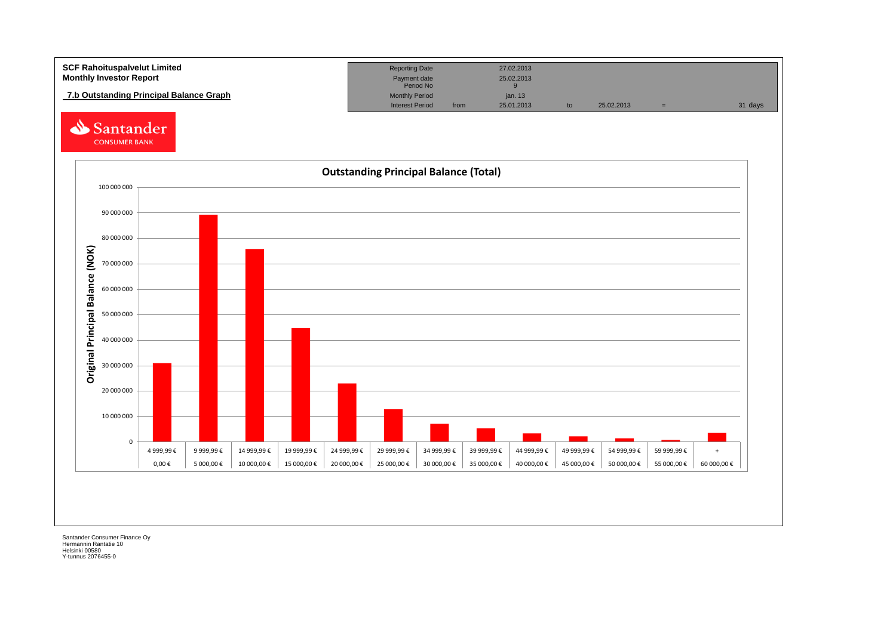**SCF Rahoituspalvelut Limited**
**Monthly Investor Report**

**7.b Outstanding Principal Balance Graph**

| Reporting Date | | 27.02.2013 | | | | |
|---|---|---|---|---|---|---|
| Payment date | | 25.02.2013 | | | | |
| Period No | | 9 | | | | |
| Monthly Period | | jan. 13 | | | | |
| Interest Period | from | 25.01.2013 | to | 25.02.2013 | = | 31 days |

Santander CONSUMER BANK

**Outstanding Principal Balance (Total)**

Original Principal Balance (NOK)

| From | To |
|---|---|
| 0,00 € | 4 999,99 € |
| 5 000,00 € | 9 999,99 € |
| 10 000,00 € | 14 999,99 € |
| 15 000,00 € | 19 999,99 € |
| 20 000,00 € | 24 999,99 € |
| 25 000,00 € | 29 999,99 € |
| 30 000,00 € | 34 999,99 € |
| 35 000,00 € | 39 999,99 € |
| 40 000,00 € | 44 999,99 € |
| 45 000,00 € | 49 999,99 € |
| 50 000,00 € | 54 999,99 € |
| 55 000,00 € | 59 999,99 € |
| 60 000,00 € | + |

Santander Consumer Finance Oy
Hermannin Rantatie 10
Helsinki 00580
Y-tunnus 2076455-0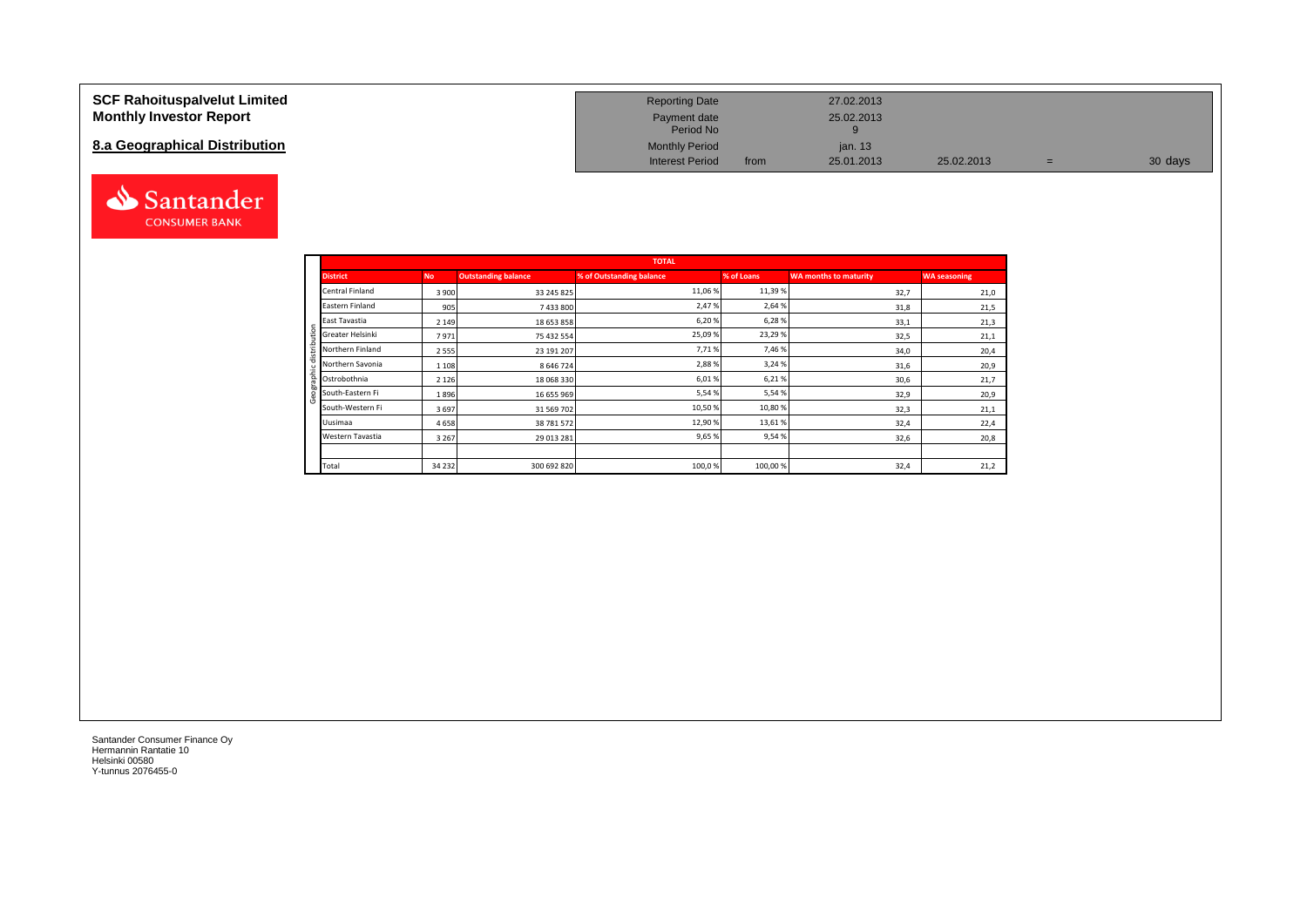# SCF Rahoituspalvelut Limited
# Monthly Investor Report

## 8.a Geographical Distribution

| | | | | |
|---|---|---|---|---|
| Reporting Date | | 27.02.2013 | | | |
| Payment date | | 25.02.2013 | | | |
| Period No | | 9 | | | |
| Monthly Period | | jan. 13 | | | |
| Interest Period | from | 25.01.2013 | 25.02.2013 | = | 30 days |

Santander CONSUMER BANK

| | TOTAL | | | | | | |
|---|---|---|---|---|---|---|---|
| | **District** | **No** | **Outstanding balance** | **% of Outstanding balance** | **% of Loans** | **WA months to maturity** | **WA seasoning** |
| Geographic distribution | Central Finland | 3 900 | 33 245 825 | 11,06 % | 11,39 % | 32,7 | 21,0 |
| | Eastern Finland | 905 | 7 433 800 | 2,47 % | 2,64 % | 31,8 | 21,5 |
| | East Tavastia | 2 149 | 18 653 858 | 6,20 % | 6,28 % | 33,1 | 21,3 |
| | Greater Helsinki | 7 971 | 75 432 554 | 25,09 % | 23,29 % | 32,5 | 21,1 |
| | Northern Finland | 2 555 | 23 191 207 | 7,71 % | 7,46 % | 34,0 | 20,4 |
| | Northern Savonia | 1 108 | 8 646 724 | 2,88 % | 3,24 % | 31,6 | 20,9 |
| | Ostrobothnia | 2 126 | 18 068 330 | 6,01 % | 6,21 % | 30,6 | 21,7 |
| | South-Eastern Fi | 1 896 | 16 655 969 | 5,54 % | 5,54 % | 32,9 | 20,9 |
| | South-Western Fi | 3 697 | 31 569 702 | 10,50 % | 10,80 % | 32,3 | 21,1 |
| | Uusimaa | 4 658 | 38 781 572 | 12,90 % | 13,61 % | 32,4 | 22,4 |
| | Western Tavastia | 3 267 | 29 013 281 | 9,65 % | 9,54 % | 32,6 | 20,8 |
| | | | | | | | |
| | Total | 34 232 | 300 692 820 | 100,0 % | 100,00 % | 32,4 | 21,2 |

Santander Consumer Finance Oy
Hermannin Rantatie 10
Helsinki 00580
Y-tunnus 2076455-0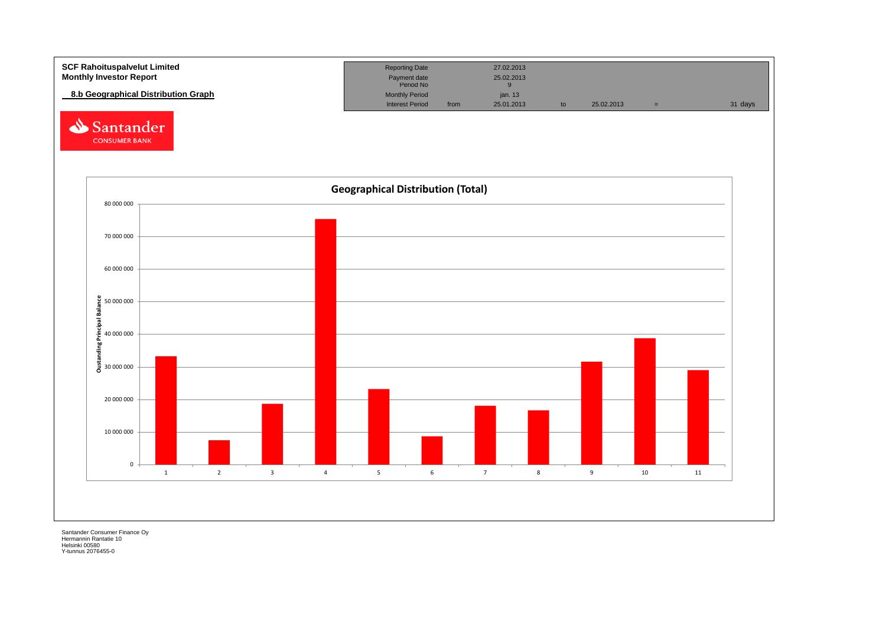**SCF Rahoituspalvelut Limited**
**Monthly Investor Report**

**8.b Geographical Distribution Graph**

| Reporting Date | | 27.02.2013 | | | | |
|---|---|---|---|---|---|---|
| Payment date | | 25.02.2013 | | | | |
| Period No | | 9 | | | | |
| Monthly Period | | jan. 13 | | | | |
| Interest Period | from | 25.01.2013 | to | 25.02.2013 | = | 31 days |

Santander CONSUMER BANK

## Geographical Distribution (Total)

Oustanding Principal Balance

| Category | Approximate Outstanding Principal Balance |
|---|---|
| 1 | 33 300 000 |
| 2 | 7 500 000 |
| 3 | 18 700 000 |
| 4 | 75 400 000 |
| 5 | 23 200 000 |
| 6 | 8 700 000 |
| 7 | 18 100 000 |
| 8 | 16 700 000 |
| 9 | 31 600 000 |
| 10 | 38 800 000 |
| 11 | 29 000 000 |

Santander Consumer Finance Oy
Hermannin Rantatie 10
Helsinki 00580
Y-tunnus 2076455-0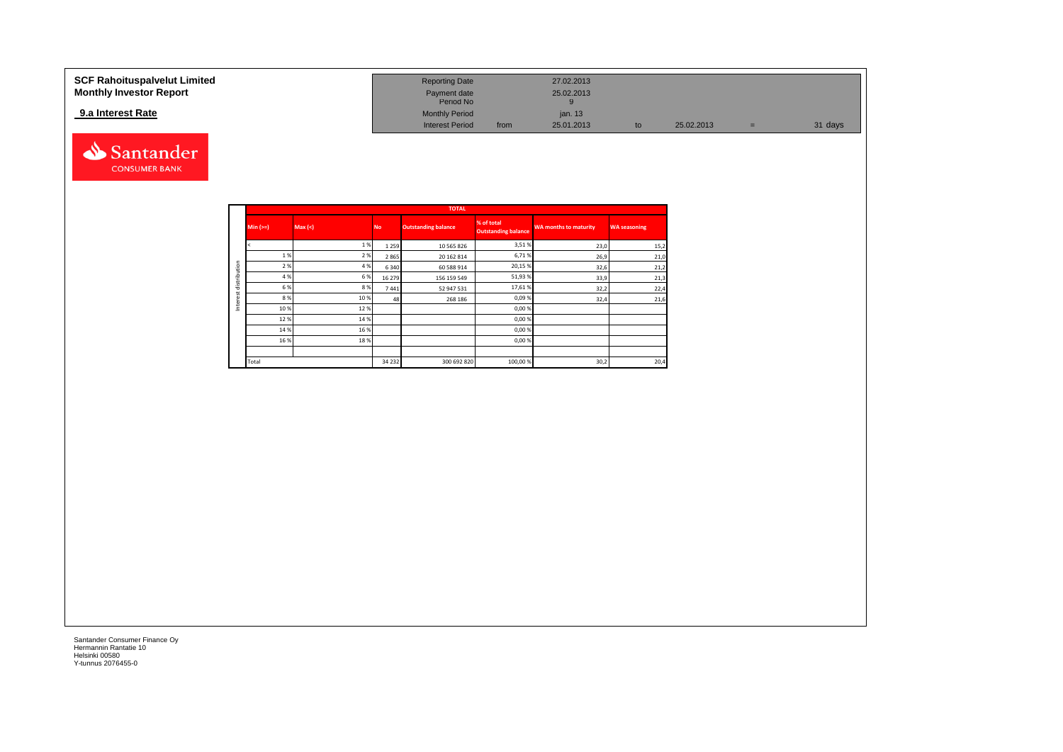**SCF Rahoituspalvelut Limited**
**Monthly Investor Report**

**9.a Interest Rate**

| | | | | | | |
|---|---|---|---|---|---|---|
| Reporting Date | | 27.02.2013 | | | | |
| Payment date | | 25.02.2013 | | | | |
| Period No | | 9 | | | | |
| Monthly Period | | jan. 13 | | | | |
| Interest Period | from | 25.01.2013 | to | 25.02.2013 | = | 31 days |

Santander CONSUMER BANK

| | TOTAL | | | | | | |
|---|---|---|---|---|---|---|---|
| | Min (>=) | Max (<) | No | Outstanding balance | % of total Outstanding balance | WA months to maturity | WA seasoning |
| Interest distribution | < | 1 % | 1 259 | 10 565 826 | 3,51 % | 23,0 | 15,2 |
| | 1 % | 2 % | 2 865 | 20 162 814 | 6,71 % | 26,9 | 21,0 |
| | 2 % | 4 % | 6 340 | 60 588 914 | 20,15 % | 32,6 | 21,2 |
| | 4 % | 6 % | 16 279 | 156 159 549 | 51,93 % | 33,9 | 21,3 |
| | 6 % | 8 % | 7 441 | 52 947 531 | 17,61 % | 32,2 | 22,4 |
| | 8 % | 10 % | 48 | 268 186 | 0,09 % | 32,4 | 21,6 |
| | 10 % | 12 % | | | 0,00 % | | |
| | 12 % | 14 % | | | 0,00 % | | |
| | 14 % | 16 % | | | 0,00 % | | |
| | 16 % | 18 % | | | 0,00 % | | |
| | | | | | | | |
| | Total | | 34 232 | 300 692 820 | 100,00 % | 30,2 | 20,4 |

Santander Consumer Finance Oy
Hermannin Rantatie 10
Helsinki 00580
Y-tunnus 2076455-0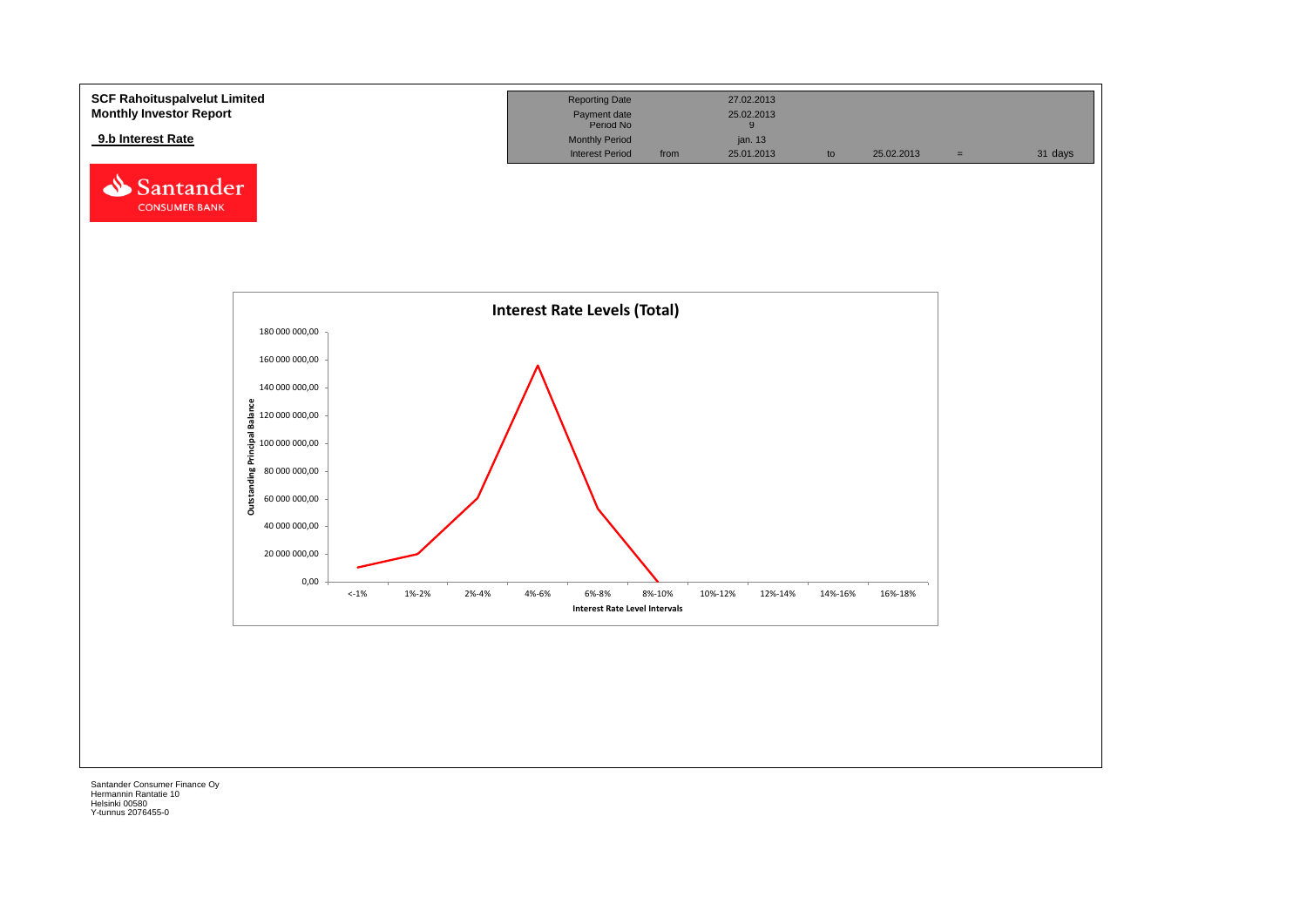**SCF Rahoituspalvelut Limited**
**Monthly Investor Report**

**9.b Interest Rate**

| Reporting Date | | 27.02.2013 | | | | |
|---|---|---|---|---|---|---|
| Payment date | | 25.02.2013 | | | | |
| Period No | | 9 | | | | |
| Monthly Period | | jan. 13 | | | | |
| Interest Period | from | 25.01.2013 | to | 25.02.2013 | = | 31 days |

**Interest Rate Levels (Total)**

Y-axis: Outstanding Principal Balance (0,00 – 180 000 000,00)

X-axis: Interest Rate Level Intervals (<-1%, 1%-2%, 2%-4%, 4%-6%, 6%-8%, 8%-10%, 10%-12%, 12%-14%, 14%-16%, 16%-18%)

Santander Consumer Finance Oy
Hermannin Rantatie 10
Helsinki 00580
Y-tunnus 2076455-0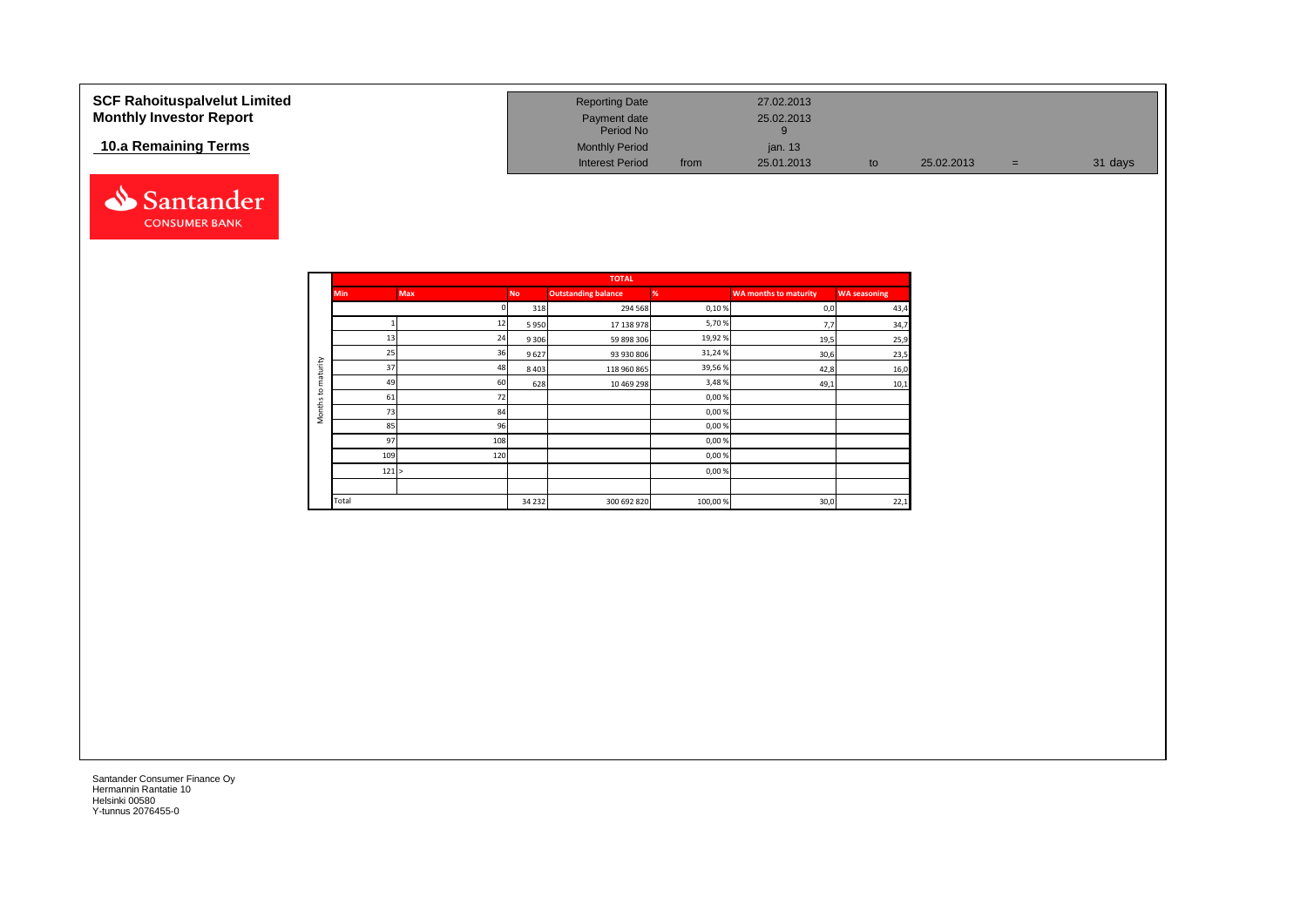**SCF Rahoituspalvelut Limited**
**Monthly Investor Report**

## 10.a Remaining Terms

| | | | | | |
|---|---|---|---|---|---|
| Reporting Date | | 27.02.2013 | | | |
| Payment date | | 25.02.2013 | | | |
| Period No | | 9 | | | |
| Monthly Period | | jan. 13 | | | |
| Interest Period | from | 25.01.2013 | to | 25.02.2013 | = 31 days |

Santander CONSUMER BANK

| | TOTAL | | | | | | |
|---|---|---|---|---|---|---|---|
| Months to maturity | Min | Max | No | Outstanding balance | % | WA months to maturity | WA seasoning |
| | | 0 | 318 | 294 568 | 0,10 % | 0,0 | 43,4 |
| | 1 | 12 | 5 950 | 17 138 978 | 5,70 % | 7,7 | 34,7 |
| | 13 | 24 | 9 306 | 59 898 306 | 19,92 % | 19,5 | 25,9 |
| | 25 | 36 | 9 627 | 93 930 806 | 31,24 % | 30,6 | 23,5 |
| | 37 | 48 | 8 403 | 118 960 865 | 39,56 % | 42,8 | 16,0 |
| | 49 | 60 | 628 | 10 469 298 | 3,48 % | 49,1 | 10,1 |
| | 61 | 72 | | | 0,00 % | | |
| | 73 | 84 | | | 0,00 % | | |
| | 85 | 96 | | | 0,00 % | | |
| | 97 | 108 | | | 0,00 % | | |
| | 109 | 120 | | | 0,00 % | | |
| | 121 | > | | | 0,00 % | | |
| | | | | | | | |
| | Total | | 34 232 | 300 692 820 | 100,00 % | 30,0 | 22,1 |

Santander Consumer Finance Oy
Hermannin Rantatie 10
Helsinki 00580
Y-tunnus 2076455-0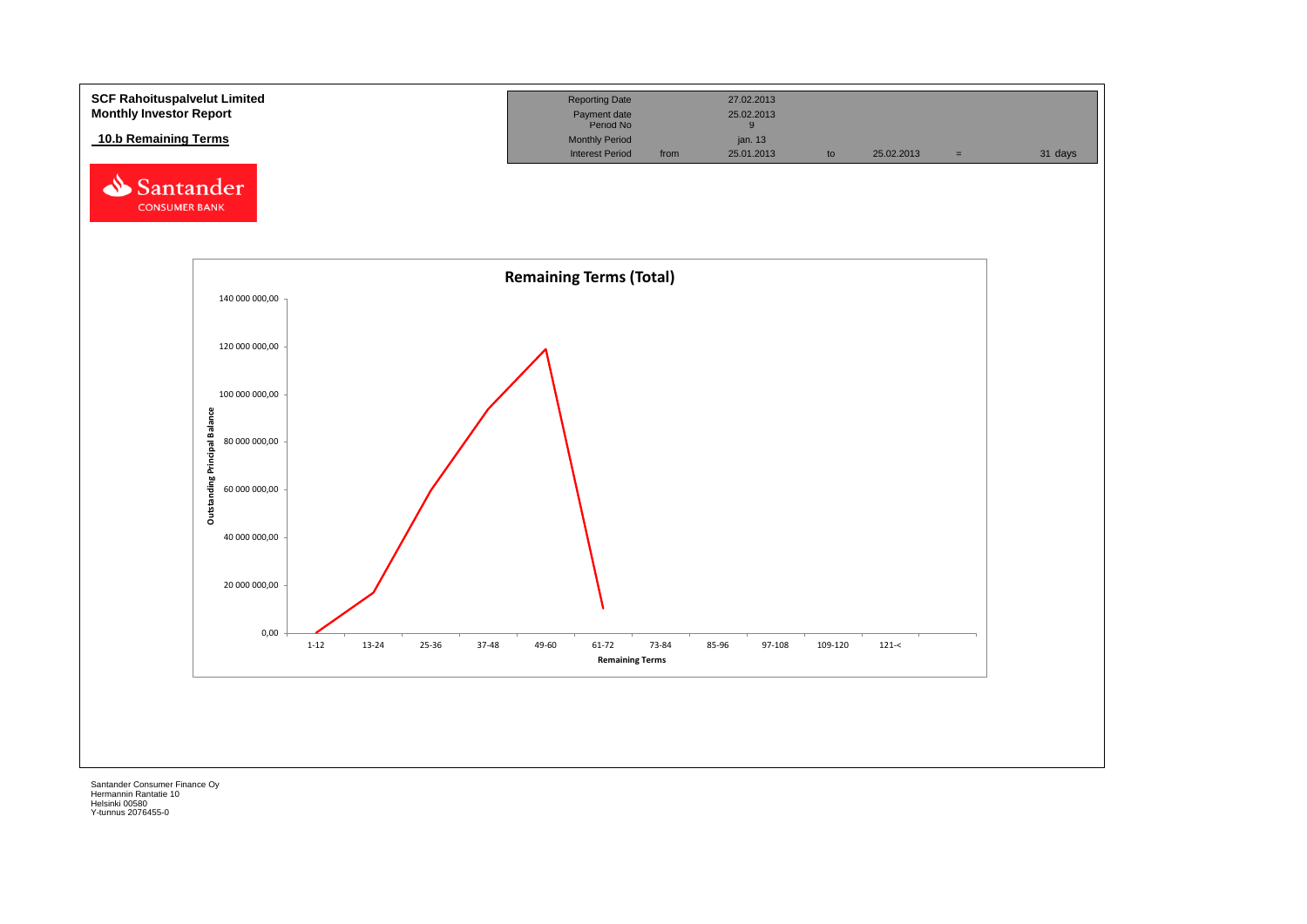**SCF Rahoituspalvelut Limited**
**Monthly Investor Report**

## 10.b Remaining Terms

| Reporting Date | | 27.02.2013 | | | | |
|---|---|---|---|---|---|---|
| Payment date | | 25.02.2013 | | | | |
| Period No | | 9 | | | | |
| Monthly Period | | jan. 13 | | | | |
| Interest Period | from | 25.01.2013 | to | 25.02.2013 | = | 31 days |

**Remaining Terms (Total)**

Outstanding Principal Balance

140 000 000,00
120 000 000,00
100 000 000,00
80 000 000,00
60 000 000,00
40 000 000,00
20 000 000,00
0,00

1-12 | 13-24 | 25-36 | 37-48 | 49-60 | 61-72 | 73-84 | 85-96 | 97-108 | 109-120 | 121-<

Remaining Terms

Santander Consumer Finance Oy
Hermannin Rantatie 10
Helsinki 00580
Y-tunnus 2076455-0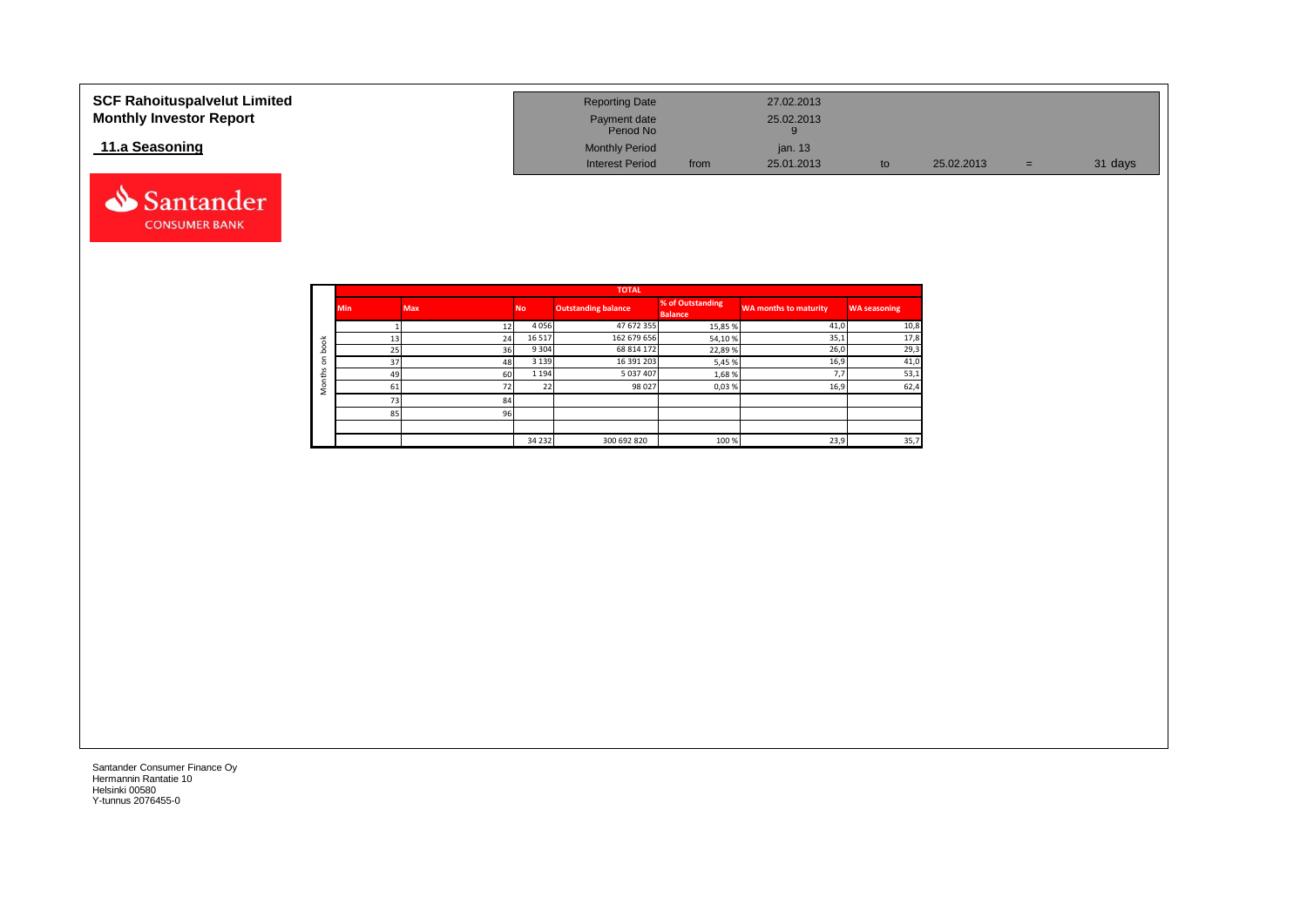**SCF Rahoituspalvelut Limited**
**Monthly Investor Report**

## 11.a Seasoning

| Reporting Date | | 27.02.2013 | | | | |
|---|---|---|---|---|---|---|
| Payment date<br>Period No | | 25.02.2013<br>9 | | | | |
| Monthly Period | | jan. 13 | | | | |
| Interest Period | from | 25.01.2013 | to | 25.02.2013 | = | 31 days |

| | TOTAL | | | | | | |
|---|---|---|---|---|---|---|---|
| | Min | Max | No | Outstanding balance | % of Outstanding Balance | WA months to maturity | WA seasoning |
| Months on book | 1 | 12 | 4 056 | 47 672 355 | 15,85 % | 41,0 | 10,8 |
| | 13 | 24 | 16 517 | 162 679 656 | 54,10 % | 35,1 | 17,8 |
| | 25 | 36 | 9 304 | 68 814 172 | 22,89 % | 26,0 | 29,3 |
| | 37 | 48 | 3 139 | 16 391 203 | 5,45 % | 16,9 | 41,0 |
| | 49 | 60 | 1 194 | 5 037 407 | 1,68 % | 7,7 | 53,1 |
| | 61 | 72 | 22 | 98 027 | 0,03 % | 16,9 | 62,4 |
| | 73 | 84 | | | | | |
| | 85 | 96 | | | | | |
| | | | | | | | |
| | | | 34 232 | 300 692 820 | 100 % | 23,9 | 35,7 |

Santander Consumer Finance Oy
Hermannin Rantatie 10
Helsinki 00580
Y-tunnus 2076455-0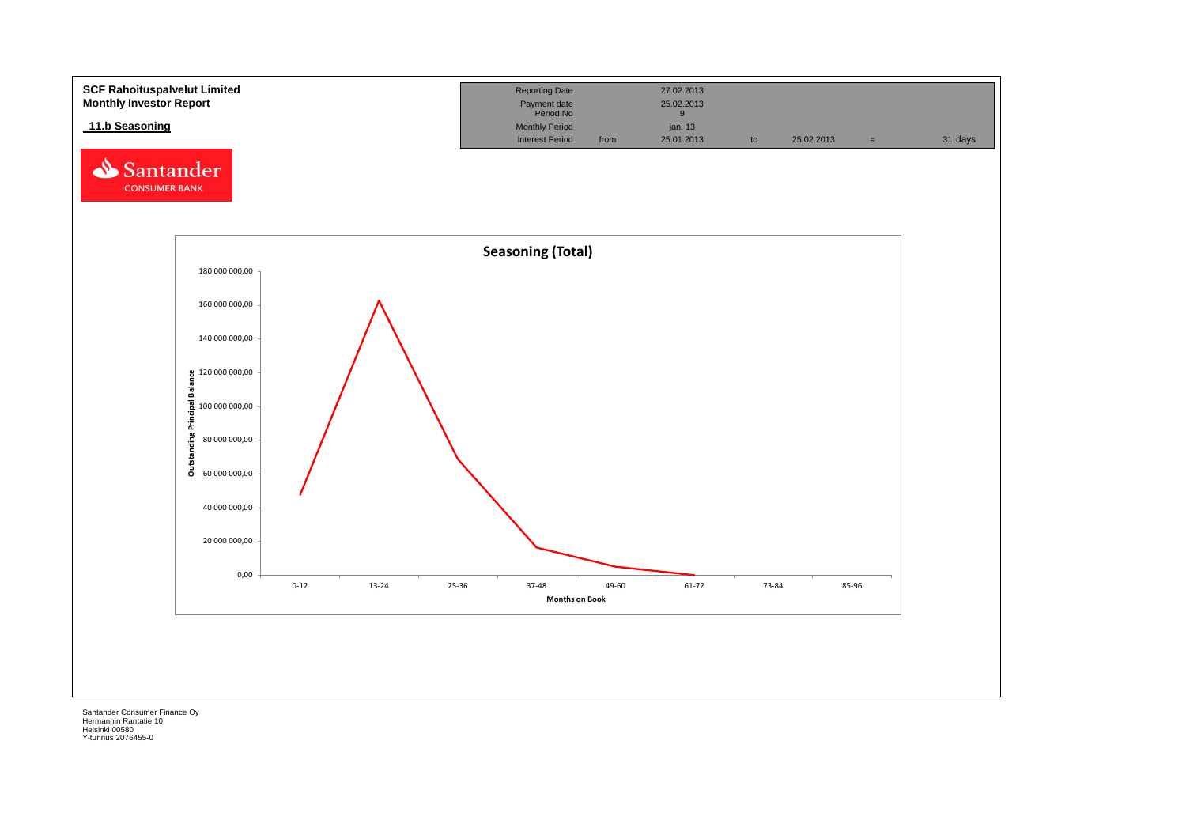**SCF Rahoituspalvelut Limited**
**Monthly Investor Report**

## 11.b Seasoning

| Reporting Date | | 27.02.2013 | | | | |
|---|---|---|---|---|---|---|
| Payment date | | 25.02.2013 | | | | |
| Period No | | 9 | | | | |
| Monthly Period | | jan. 13 | | | | |
| Interest Period | from | 25.01.2013 | to | 25.02.2013 | = | 31 days |

Santander CONSUMER BANK

**Seasoning (Total)**

Outstanding Principal Balance (y-axis: 0,00 – 180 000 000,00)

Months on Book (x-axis): 0-12, 13-24, 25-36, 37-48, 49-60, 61-72, 73-84, 85-96

Santander Consumer Finance Oy
Hermannin Rantatie 10
Helsinki 00580
Y-tunnus 2076455-0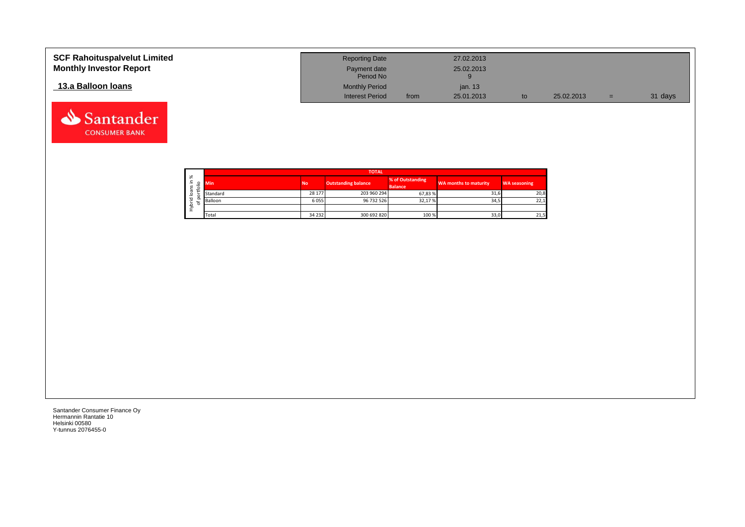**SCF Rahoituspalvelut Limited**
**Monthly Investor Report**

## 13.a Balloon loans

| | | | | | | |
|---|---|---|---|---|---|---|
| Reporting Date | | 27.02.2013 | | | | |
| Payment date | | 25.02.2013 | | | | |
| Period No | | 9 | | | | |
| Monthly Period | | jan. 13 | | | | |
| Interest Period | from | 25.01.2013 | to | 25.02.2013 | = | 31 days |

Santander CONSUMER BANK

| Hybrid loans in % of portfolio | TOTAL | | | | | |
|---|---|---|---|---|---|---|
| | Min | No | Outstanding balance | % of Outstanding Balance | WA months to maturity | WA seasoning |
| | Standard | 28 177 | 203 960 294 | 67,83 % | 31,6 | 20,8 |
| | Balloon | 6 055 | 96 732 526 | 32,17 % | 34,5 | 22,1 |
| | | | | | | |
| | Total | 34 232 | 300 692 820 | 100 % | 33,0 | 21,5 |

Santander Consumer Finance Oy
Hermannin Rantatie 10
Helsinki 00580
Y-tunnus 2076455-0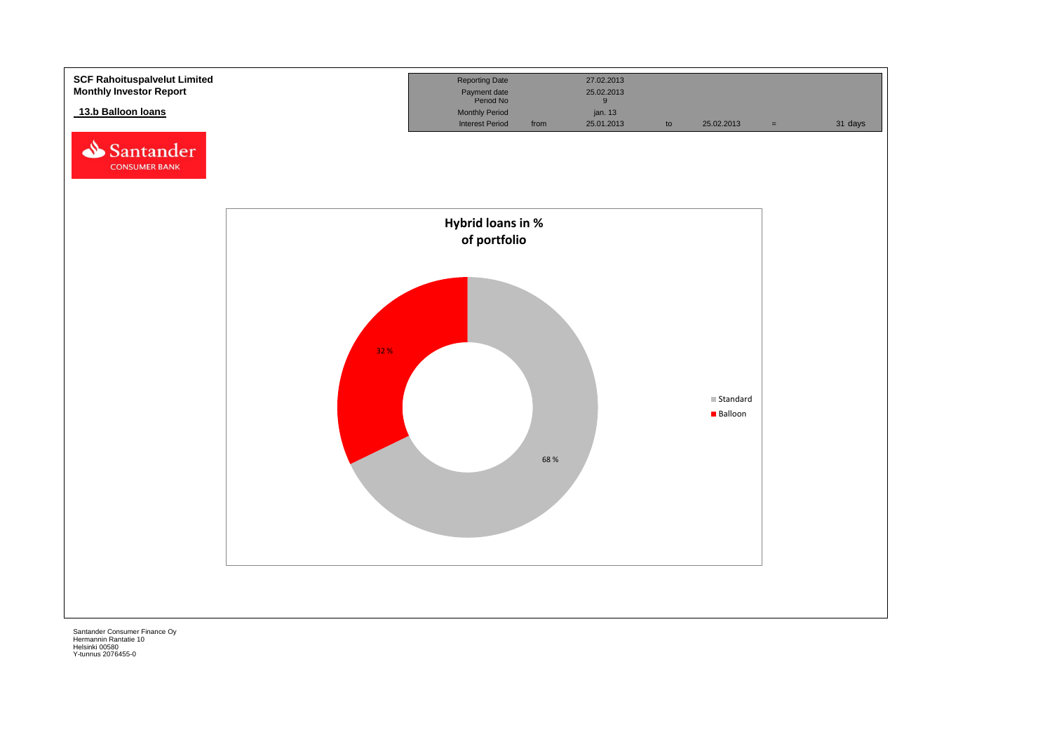**SCF Rahoituspalvelut Limited**
**Monthly Investor Report**

**13.b Balloon loans**

| Reporting Date | | 27.02.2013 | | | | |
|---|---|---|---|---|---|---|
| Payment date | | 25.02.2013 | | | | |
| Period No | | 9 | | | | |
| Monthly Period | | jan. 13 | | | | |
| Interest Period | from | 25.01.2013 | to | 25.02.2013 | = | 31 days |

**Hybrid loans in % of portfolio**

| | % |
|---|---|
| Standard | 68 % |
| Balloon | 32 % |

Santander Consumer Finance Oy
Hermannin Rantatie 10
Helsinki 00580
Y-tunnus 2076455-0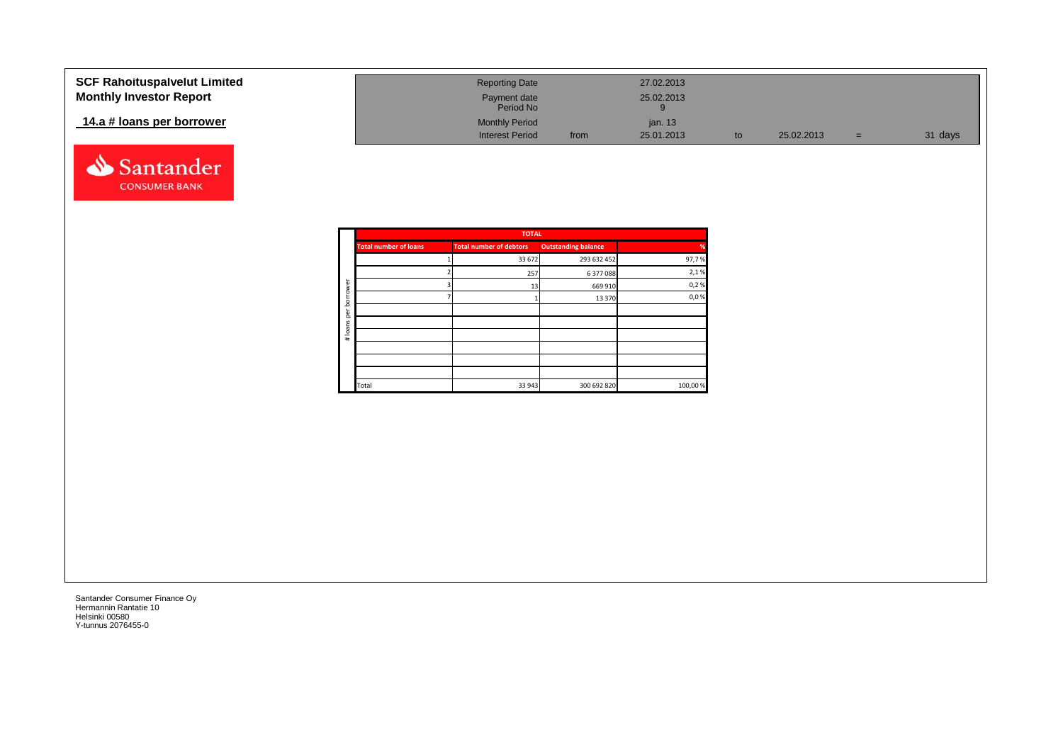**SCF Rahoituspalvelut Limited**
**Monthly Investor Report**

**14.a # loans per borrower**

| Reporting Date | | 27.02.2013 | | | | |
|---|---|---|---|---|---|---|
| Payment date | | 25.02.2013 | | | | |
| Period No | | 9 | | | | |
| Monthly Period | | jan. 13 | | | | |
| Interest Period | from | 25.01.2013 | to | 25.02.2013 | = | 31 days |

| TOTAL | | | |
|---|---|---|---|
| Total number of loans | Total number of debtors | Outstanding balance | % |
| 1 | 33 672 | 293 632 452 | 97,7 % |
| 2 | 257 | 6 377 088 | 2,1 % |
| 3 | 13 | 669 910 | 0,2 % |
| 7 | 1 | 13 370 | 0,0 % |
| | | | |
| | | | |
| | | | |
| | | | |
| | | | |
| | | | |
| Total | 33 943 | 300 692 820 | 100,00 % |

Santander Consumer Finance Oy
Hermannin Rantatie 10
Helsinki 00580
Y-tunnus 2076455-0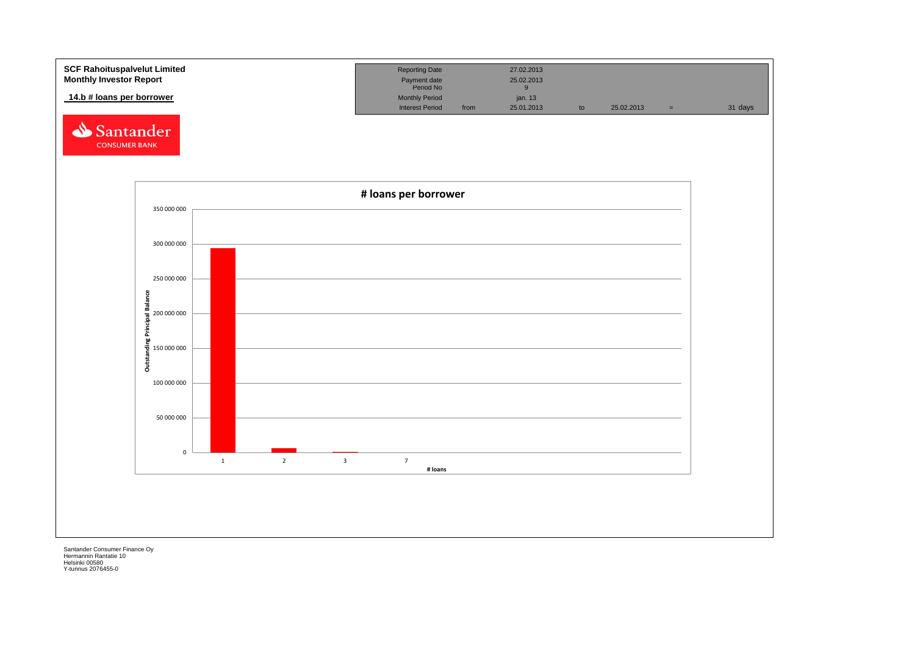**SCF Rahoituspalvelut Limited**
**Monthly Investor Report**

**14.b # loans per borrower**

| Reporting Date | | 27.02.2013 | | | | |
|---|---|---|---|---|---|---|
| Payment date | | 25.02.2013 | | | | |
| Period No | | 9 | | | | |
| Monthly Period | | jan. 13 | | | | |
| Interest Period | from | 25.01.2013 | to | 25.02.2013 | = | 31 days |

Santander CONSUMER BANK

**# loans per borrower**

Outstanding Principal Balance

350 000 000
300 000 000
250 000 000
200 000 000
150 000 000
100 000 000
50 000 000
0

1 2 3 7

# loans

Santander Consumer Finance Oy
Hermannin Rantatie 10
Helsinki 00580
Y-tunnus 2076455-0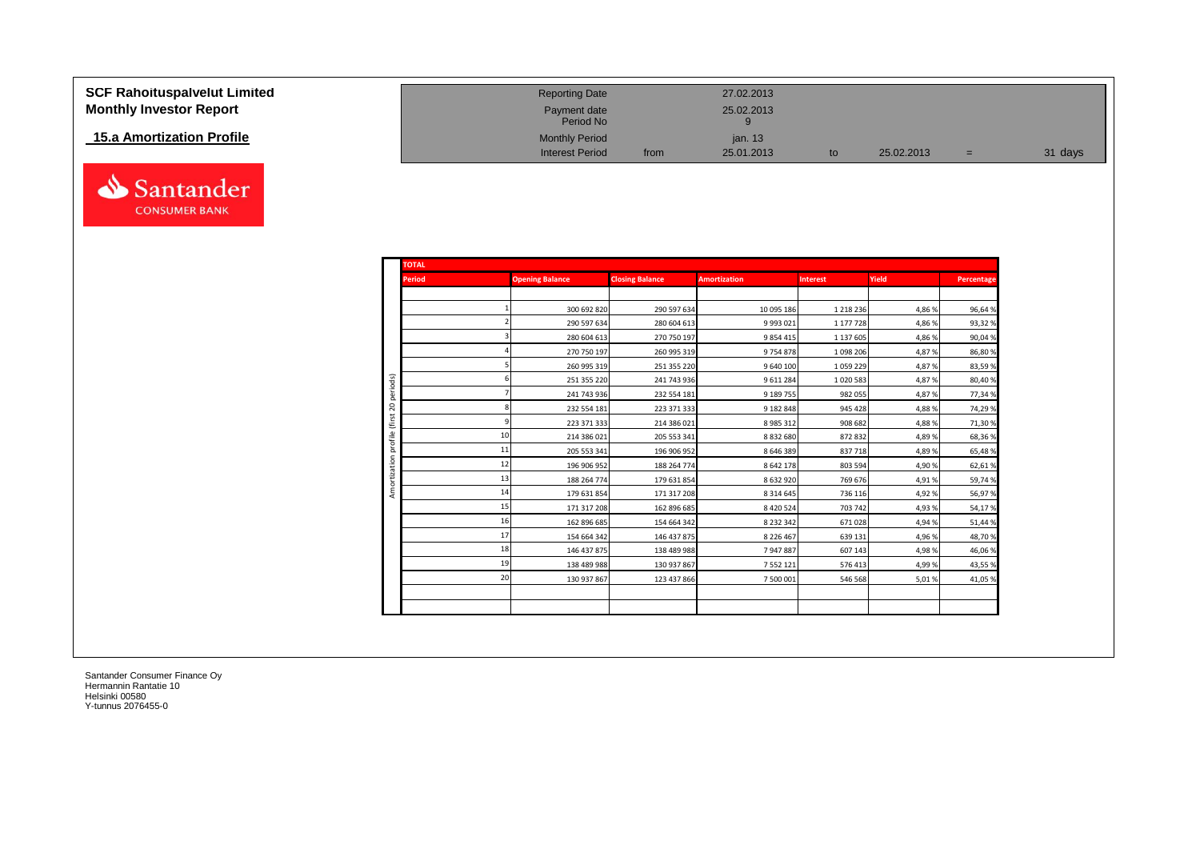# SCF Rahoituspalvelut Limited
# Monthly Investor Report

## 15.a Amortization Profile

| Reporting Date | | 27.02.2013 | | | | |
|---|---|---|---|---|---|---|
| Payment date | | 25.02.2013 | | | | |
| Period No | | 9 | | | | |
| Monthly Period | | jan. 13 | | | | |
| Interest Period | from | 25.01.2013 | to | 25.02.2013 | = | 31 days |

**TOTAL**

Amortization profile (first 20 periods)

| Period | Opening Balance | Closing Balance | Amortization | Interest | Yield | Percentage |
|---|---|---|---|---|---|---|
| 1 | 300 692 820 | 290 597 634 | 10 095 186 | 1 218 236 | 4,86 % | 96,64 % |
| 2 | 290 597 634 | 280 604 613 | 9 993 021 | 1 177 728 | 4,86 % | 93,32 % |
| 3 | 280 604 613 | 270 750 197 | 9 854 415 | 1 137 605 | 4,86 % | 90,04 % |
| 4 | 270 750 197 | 260 995 319 | 9 754 878 | 1 098 206 | 4,87 % | 86,80 % |
| 5 | 260 995 319 | 251 355 220 | 9 640 100 | 1 059 229 | 4,87 % | 83,59 % |
| 6 | 251 355 220 | 241 743 936 | 9 611 284 | 1 020 583 | 4,87 % | 80,40 % |
| 7 | 241 743 936 | 232 554 181 | 9 189 755 | 982 055 | 4,87 % | 77,34 % |
| 8 | 232 554 181 | 223 371 333 | 9 182 848 | 945 428 | 4,88 % | 74,29 % |
| 9 | 223 371 333 | 214 386 021 | 8 985 312 | 908 682 | 4,88 % | 71,30 % |
| 10 | 214 386 021 | 205 553 341 | 8 832 680 | 872 832 | 4,89 % | 68,36 % |
| 11 | 205 553 341 | 196 906 952 | 8 646 389 | 837 718 | 4,89 % | 65,48 % |
| 12 | 196 906 952 | 188 264 774 | 8 642 178 | 803 594 | 4,90 % | 62,61 % |
| 13 | 188 264 774 | 179 631 854 | 8 632 920 | 769 676 | 4,91 % | 59,74 % |
| 14 | 179 631 854 | 171 317 208 | 8 314 645 | 736 116 | 4,92 % | 56,97 % |
| 15 | 171 317 208 | 162 896 685 | 8 420 524 | 703 742 | 4,93 % | 54,17 % |
| 16 | 162 896 685 | 154 664 342 | 8 232 342 | 671 028 | 4,94 % | 51,44 % |
| 17 | 154 664 342 | 146 437 875 | 8 226 467 | 639 131 | 4,96 % | 48,70 % |
| 18 | 146 437 875 | 138 489 988 | 7 947 887 | 607 143 | 4,98 % | 46,06 % |
| 19 | 138 489 988 | 130 937 867 | 7 552 121 | 576 413 | 4,99 % | 43,55 % |
| 20 | 130 937 867 | 123 437 866 | 7 500 001 | 546 568 | 5,01 % | 41,05 % |

Santander Consumer Finance Oy
Hermannin Rantatie 10
Helsinki 00580
Y-tunnus 2076455-0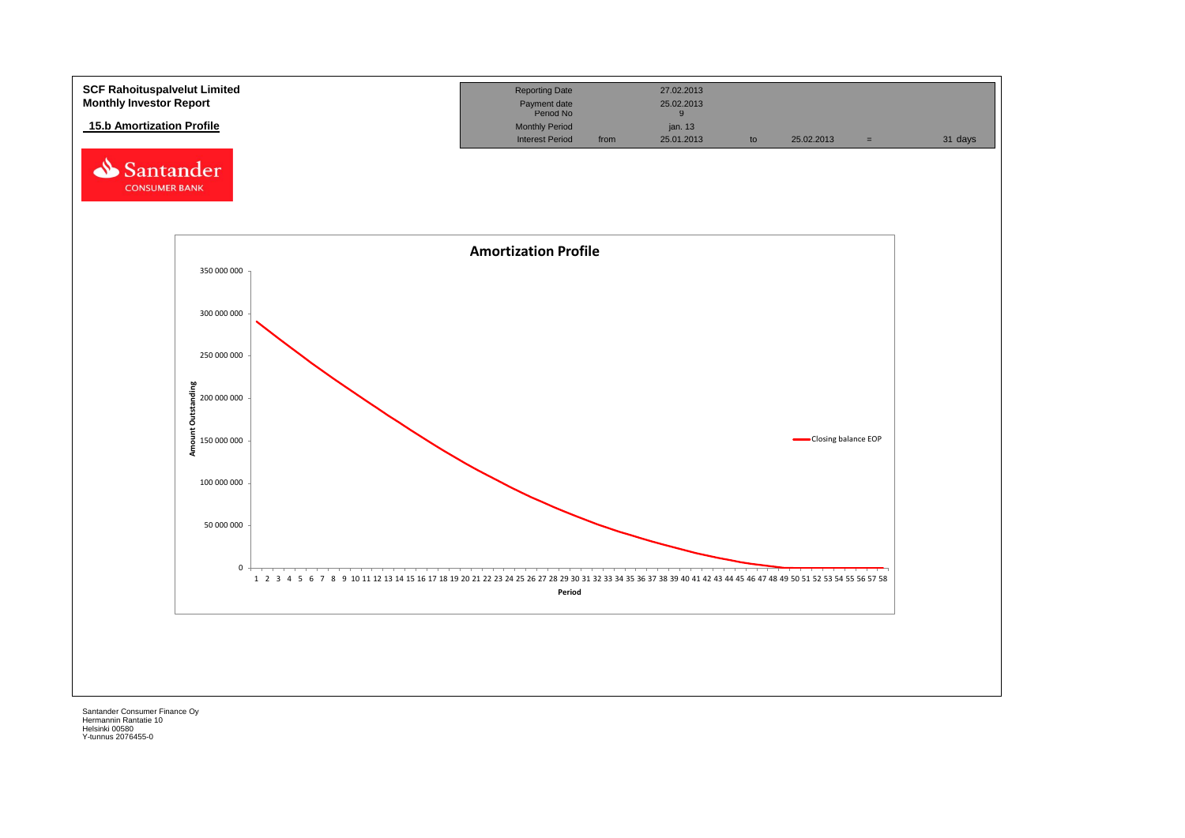**SCF Rahoituspalvelut Limited**
**Monthly Investor Report**

**15.b Amortization Profile**

| Reporting Date | | 27.02.2013 | | | | |
|---|---|---|---|---|---|---|
| Payment date | | 25.02.2013 | | | | |
| Period No | | 9 | | | | |
| Monthly Period | | jan. 13 | | | | |
| Interest Period | from | 25.01.2013 | to | 25.02.2013 | = | 31 days |

**Amortization Profile**

Amount Outstanding: 0 – 350 000 000

Period: 1 – 58

Closing balance EOP

Santander Consumer Finance Oy
Hermannin Rantatie 10
Helsinki 00580
Y-tunnus 2076455-0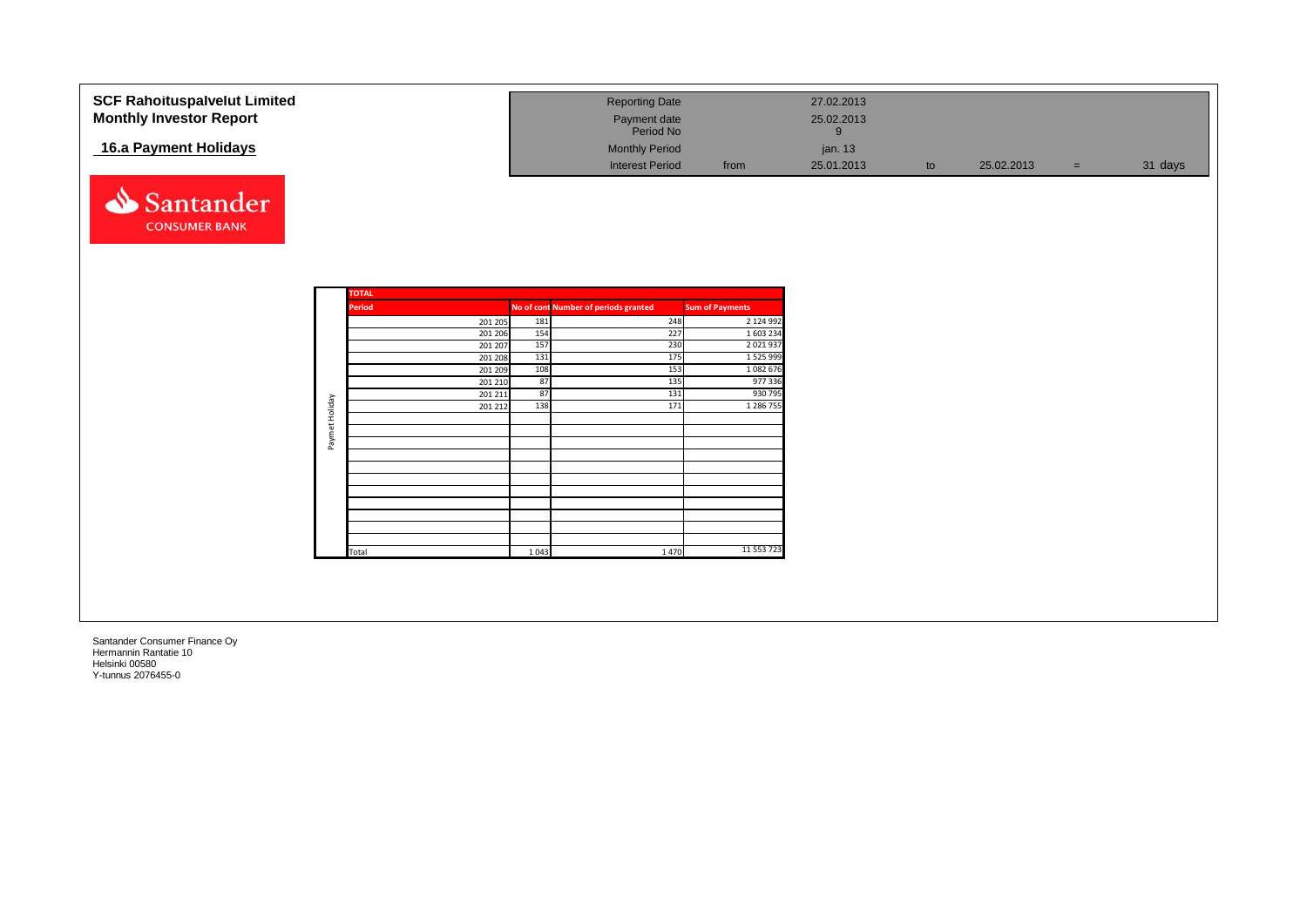**SCF Rahoituspalvelut Limited**
**Monthly Investor Report**

## 16.a Payment Holidays

| | | | | | | |
|---|---|---|---|---|---|---|
| Reporting Date | | 27.02.2013 | | | | |
| Payment date | | 25.02.2013 | | | | |
| Period No | | 9 | | | | |
| Monthly Period | | jan. 13 | | | | |
| Interest Period | from | 25.01.2013 | to | 25.02.2013 | = | 31 days |

**TOTAL** (Paymet Holiday)

| Period | No of cont | Number of periods granted | Sum of Payments |
|---|---|---|---|
| 201 205 | 181 | 248 | 2 124 992 |
| 201 206 | 154 | 227 | 1 603 234 |
| 201 207 | 157 | 230 | 2 021 937 |
| 201 208 | 131 | 175 | 1 525 999 |
| 201 209 | 108 | 153 | 1 082 676 |
| 201 210 | 87 | 135 | 977 336 |
| 201 211 | 87 | 131 | 930 795 |
| 201 212 | 138 | 171 | 1 286 755 |
| | | | |
| | | | |
| | | | |
| | | | |
| | | | |
| | | | |
| | | | |
| | | | |
| | | | |
| | | | |
| Total | 1 043 | 1 470 | 11 553 723 |

Santander Consumer Finance Oy
Hermannin Rantatie 10
Helsinki 00580
Y-tunnus 2076455-0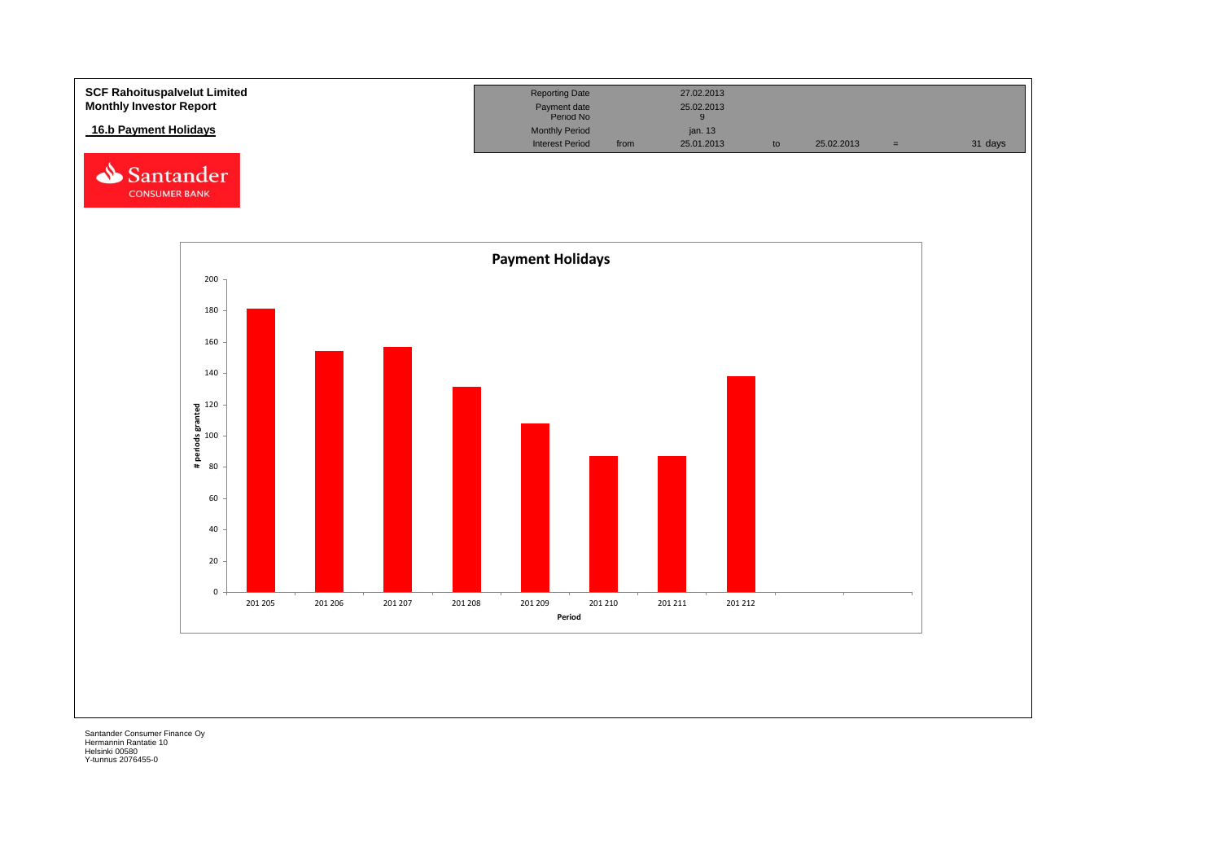**SCF Rahoituspalvelut Limited**
**Monthly Investor Report**

**16.b Payment Holidays**

| | | | | | | |
|---|---|---|---|---|---|---|
| Reporting Date | | 27.02.2013 | | | | |
| Payment date | | 25.02.2013 | | | | |
| Period No | | 9 | | | | |
| Monthly Period | | jan. 13 | | | | |
| Interest Period | from | 25.01.2013 | to | 25.02.2013 | = | 31 days |

**Payment Holidays**

# periods granted

| Period | # periods granted (approx.) |
|---|---|
| 201 205 | 181 |
| 201 206 | 154 |
| 201 207 | 157 |
| 201 208 | 131 |
| 201 209 | 108 |
| 201 210 | 87 |
| 201 211 | 87 |
| 201 212 | 138 |

Santander Consumer Finance Oy
Hermannin Rantatie 10
Helsinki 00580
Y-tunnus 2076455-0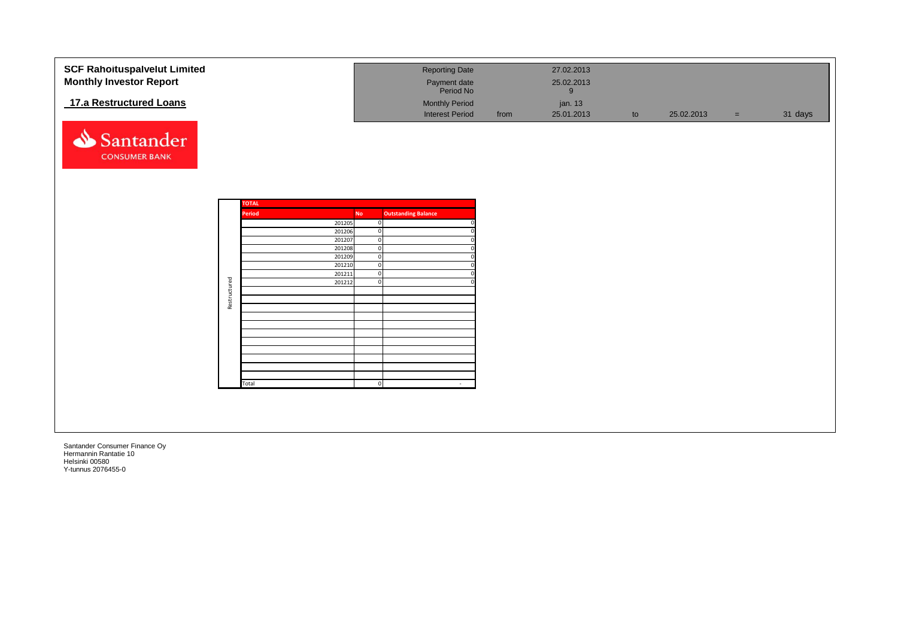**SCF Rahoituspalvelut Limited**
**Monthly Investor Report**

## 17.a Restructured Loans

| | | | | | | |
|---|---|---|---|---|---|---|
| Reporting Date | | 27.02.2013 | | | | |
| Payment date | | 25.02.2013 | | | | |
| Period No | | 9 | | | | |
| Monthly Period | | jan. 13 | | | | |
| Interest Period | from | 25.01.2013 | to | 25.02.2013 | = | 31 days |

Santander CONSUMER BANK

| | TOTAL | | |
|---|---|---|---|
| | **Period** | **No** | **Outstanding Balance** |
| Restructured | 201205 | 0 | 0 |
| | 201206 | 0 | 0 |
| | 201207 | 0 | 0 |
| | 201208 | 0 | 0 |
| | 201209 | 0 | 0 |
| | 201210 | 0 | 0 |
| | 201211 | 0 | 0 |
| | 201212 | 0 | 0 |
| | | | |
| | | | |
| | | | |
| | | | |
| | | | |
| | | | |
| | | | |
| | | | |
| | | | |
| | | | |
| | | | |
| | Total | 0 | - |

Santander Consumer Finance Oy
Hermannin Rantatie 10
Helsinki 00580
Y-tunnus 2076455-0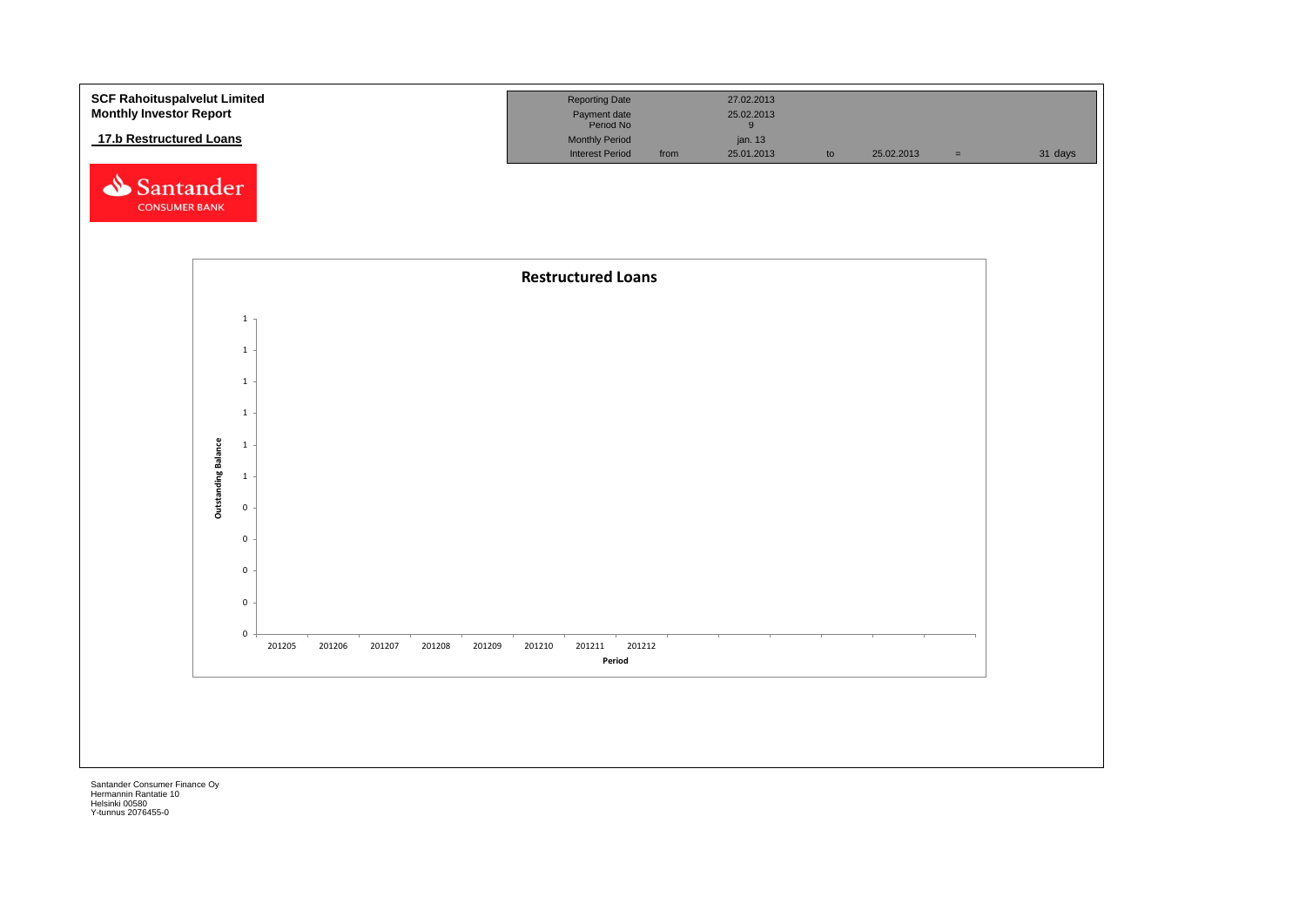**SCF Rahoituspalvelut Limited**
**Monthly Investor Report**

**17.b Restructured Loans**

| Reporting Date | | 27.02.2013 | | | | |
|---|---|---|---|---|---|---|
| Payment date | | 25.02.2013 | | | | |
| Period No | | 9 | | | | |
| Monthly Period | | jan. 13 | | | | |
| Interest Period | from | 25.01.2013 | to | 25.02.2013 | = | 31 days |

Santander CONSUMER BANK

**Restructured Loans**

Outstanding Balance: 1, 1, 1, 1, 1, 1, 0, 0, 0, 0, 0

Period: 201205, 201206, 201207, 201208, 201209, 201210, 201211, 201212

Santander Consumer Finance Oy
Hermannin Rantatie 10
Helsinki 00580
Y-tunnus 2076455-0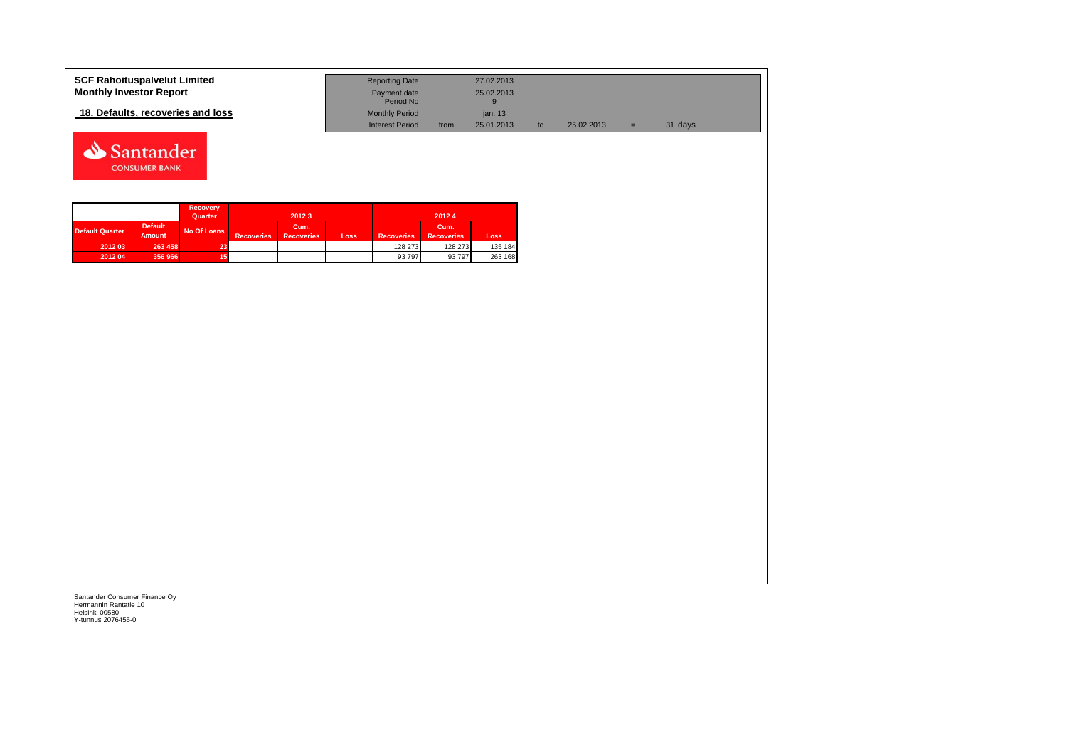**SCF Rahoituspalvelut Limited**
**Monthly Investor Report**

**18. Defaults, recoveries and loss**

| Reporting Date | | 27.02.2013 | | | | |
|---|---|---|---|---|---|---|
| Payment date Period No | | 25.02.2013 9 | | | | |
| Monthly Period | | jan. 13 | | | | |
| Interest Period | from | 25.01.2013 | to | 25.02.2013 | = | 31 days |

| | | Recovery Quarter | 2012 3 | | | 2012 4 | | |
|---|---|---|---|---|---|---|---|---|
| Default Quarter | Default Amount | No Of Loans | Recoveries | Cum. Recoveries | Loss | Recoveries | Cum. Recoveries | Loss |
| 2012 03 | 263 458 | 23 | | | | 128 273 | 128 273 | 135 184 |
| 2012 04 | 356 966 | 15 | | | | 93 797 | 93 797 | 263 168 |

Santander Consumer Finance Oy
Hermannin Rantatie 10
Helsinki 00580
Y-tunnus 2076455-0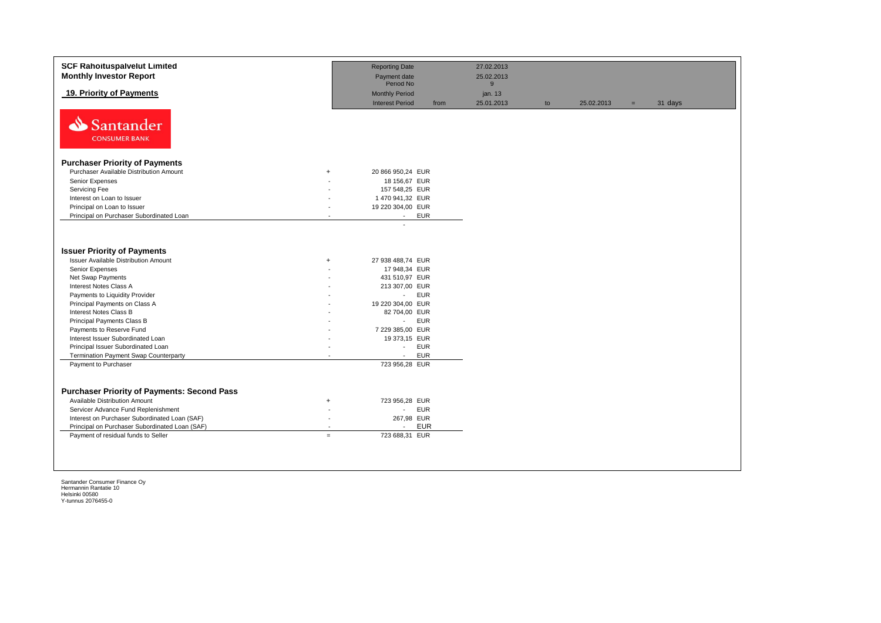**SCF Rahoituspalvelut Limited**
**Monthly Investor Report**

## 19. Priority of Payments

| | | | | | | | |
|---|---|---|---|---|---|---|---|
| Reporting Date | | 27.02.2013 | | | | | |
| Payment date | | 25.02.2013 | | | | | |
| Period No | | 9 | | | | | |
| Monthly Period | | jan. 13 | | | | | |
| Interest Period | from | 25.01.2013 | to | 25.02.2013 | = | 31 days | |

Santander CONSUMER BANK

### Purchaser Priority of Payments

| | | | |
|---|---|---|---|
| Purchaser Available Distribution Amount | + | 20 866 950,24 | EUR |
| Senior Expenses | - | 18 156,67 | EUR |
| Servicing Fee | - | 157 548,25 | EUR |
| Interest on Loan to Issuer | - | 1 470 941,32 | EUR |
| Principal on Loan to Issuer | - | 19 220 304,00 | EUR |
| Principal on Purchaser Subordinated Loan | - | - | EUR |
| | | - | |

### Issuer Priority of Payments

| | | | |
|---|---|---|---|
| Issuer Available Distribution Amount | + | 27 938 488,74 | EUR |
| Senior Expenses | - | 17 948,34 | EUR |
| Net Swap Payments | - | 431 510,97 | EUR |
| Interest Notes Class A | - | 213 307,00 | EUR |
| Payments to Liquidity Provider | - | - | EUR |
| Principal Payments on Class A | - | 19 220 304,00 | EUR |
| Interest Notes Class B | - | 82 704,00 | EUR |
| Principal Payments Class B | - | - | EUR |
| Payments to Reserve Fund | - | 7 229 385,00 | EUR |
| Interest Issuer Subordinated Loan | - | 19 373,15 | EUR |
| Principal Issuer Subordinated Loan | - | - | EUR |
| Termination Payment Swap Counterparty | - | - | EUR |
| Payment to Purchaser | | 723 956,28 | EUR |

### Purchaser Priority of Payments: Second Pass

| | | | |
|---|---|---|---|
| Available Distribution Amount | + | 723 956,28 | EUR |
| Servicer Advance Fund Replenishment | - | - | EUR |
| Interest on Purchaser Subordinated Loan (SAF) | - | 267,98 | EUR |
| Principal on Purchaser Subordinated Loan (SAF) | - | - | EUR |
| Payment of residual funds to Seller | = | 723 688,31 | EUR |

Santander Consumer Finance Oy
Hermannin Rantatie 10
Helsinki 00580
Y-tunnus 2076455-0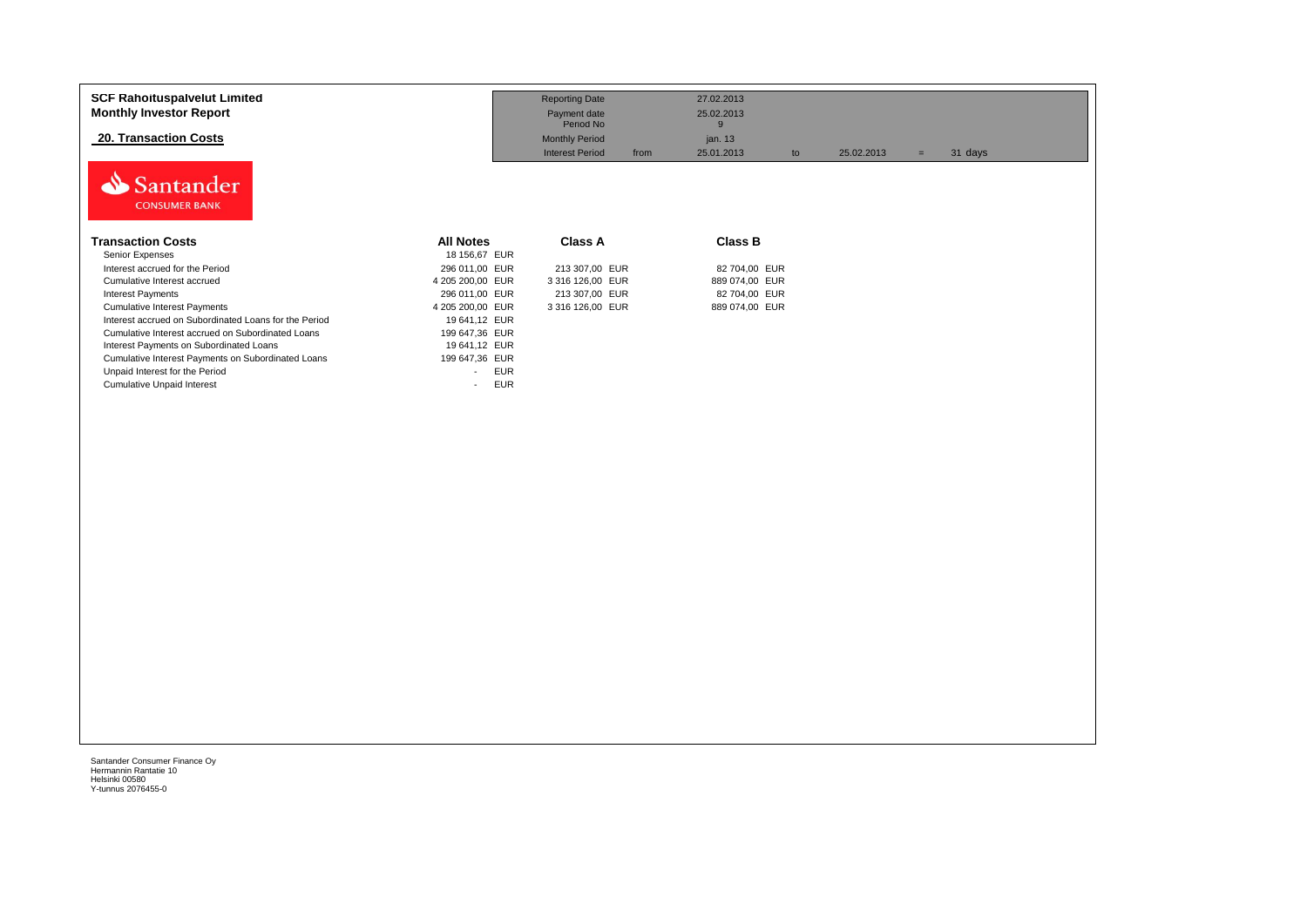**SCF Rahoituspalvelut Limited**
**Monthly Investor Report**

## 20. Transaction Costs

| | | | | | | | |
|---|---|---|---|---|---|---|---|
| Reporting Date | | 27.02.2013 | | | | | |
| Payment date | | 25.02.2013 | | | | | |
| Period No | | 9 | | | | | |
| Monthly Period | | jan. 13 | | | | | |
| Interest Period | from | 25.01.2013 | to | 25.02.2013 | = | 31 | days |

Santander
CONSUMER BANK

| Transaction Costs | All Notes | Class A | Class B |
|---|---|---|---|
| Senior Expenses | 18 156,67 EUR | | |
| Interest accrued for the Period | 296 011,00 EUR | 213 307,00 EUR | 82 704,00 EUR |
| Cumulative Interest accrued | 4 205 200,00 EUR | 3 316 126,00 EUR | 889 074,00 EUR |
| Interest Payments | 296 011,00 EUR | 213 307,00 EUR | 82 704,00 EUR |
| Cumulative Interest Payments | 4 205 200,00 EUR | 3 316 126,00 EUR | 889 074,00 EUR |
| Interest accrued on Subordinated Loans for the Period | 19 641,12 EUR | | |
| Cumulative Interest accrued on Subordinated Loans | 199 647,36 EUR | | |
| Interest Payments on Subordinated Loans | 19 641,12 EUR | | |
| Cumulative Interest Payments on Subordinated Loans | 199 647,36 EUR | | |
| Unpaid Interest for the Period | - EUR | | |
| Cumulative Unpaid Interest | - EUR | | |

Santander Consumer Finance Oy
Hermannin Rantatie 10
Helsinki 00580
Y-tunnus 2076455-0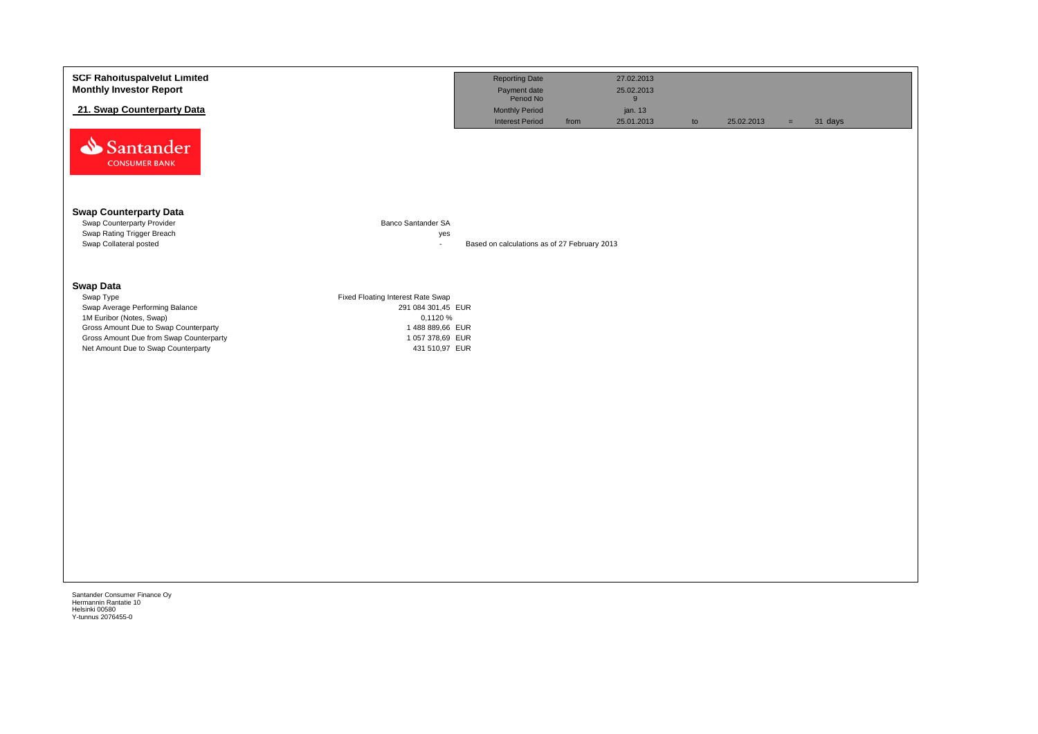**SCF Rahoituspalvelut Limited**
**Monthly Investor Report**

**21. Swap Counterparty Data**

| | | | | | | | |
|---|---|---|---|---|---|---|---|
| Reporting Date | | 27.02.2013 | | | | | |
| Payment date | | 25.02.2013 | | | | | |
| Period No | | 9 | | | | | |
| Monthly Period | | jan. 13 | | | | | |
| Interest Period | from | 25.01.2013 | to | 25.02.2013 | = | 31 days | |

Santander CONSUMER BANK

### Swap Counterparty Data

| | | |
|---|---|---|
| Swap Counterparty Provider | Banco Santander SA | |
| Swap Rating Trigger Breach | yes | |
| Swap Collateral posted | - | Based on calculations as of 27 February 2013 |

### Swap Data

| | | |
|---|---|---|
| Swap Type | Fixed Floating Interest Rate Swap | |
| Swap Average Performing Balance | 291 084 301,45 | EUR |
| 1M Euribor (Notes, Swap) | 0,1120 % | |
| Gross Amount Due to Swap Counterparty | 1 488 889,66 | EUR |
| Gross Amount Due from Swap Counterparty | 1 057 378,69 | EUR |
| Net Amount Due to Swap Counterparty | 431 510,97 | EUR |

Santander Consumer Finance Oy
Hermannin Rantatie 10
Helsinki 00580
Y-tunnus 2076455-0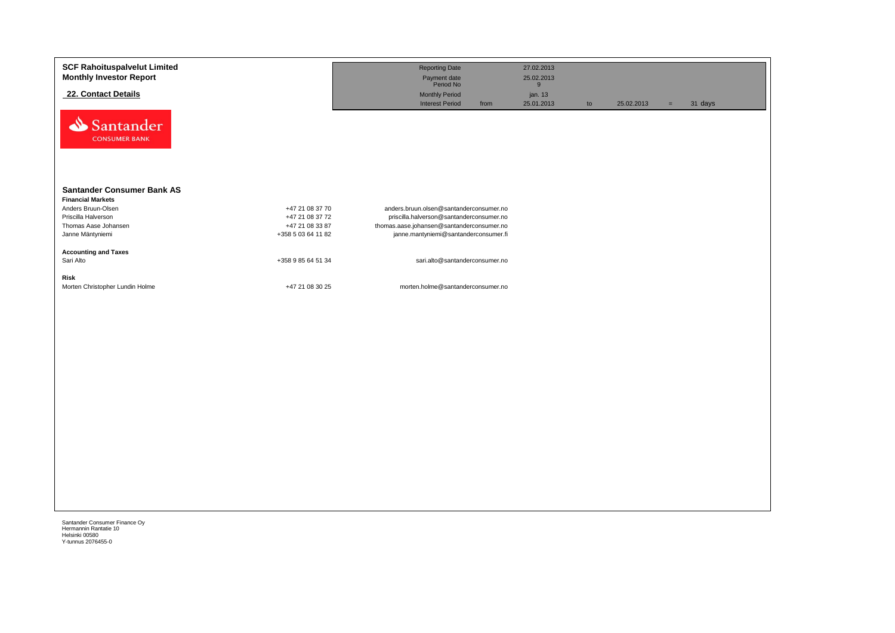**SCF Rahoituspalvelut Limited**
**Monthly Investor Report**

## 22. Contact Details

| | | | | | | |
|---|---|---|---|---|---|---|
| Reporting Date | | 27.02.2013 | | | | |
| Payment date | | 25.02.2013 | | | | |
| Period No | | 9 | | | | |
| Monthly Period | | jan. 13 | | | | |
| Interest Period | from | 25.01.2013 | to | 25.02.2013 | = | 31 days |

Santander CONSUMER BANK

### Santander Consumer Bank AS

**Financial Markets**

| | | |
|---|---|---|
| Anders Bruun-Olsen | +47 21 08 37 70 | anders.bruun.olsen@santanderconsumer.no |
| Priscilla Halverson | +47 21 08 37 72 | priscilla.halverson@santanderconsumer.no |
| Thomas Aase Johansen | +47 21 08 33 87 | thomas.aase.johansen@santanderconsumer.no |
| Janne Mäntyniemi | +358 5 03 64 11 82 | janne.mantyniemi@santanderconsumer.fi |

**Accounting and Taxes**

| | | |
|---|---|---|
| Sari Alto | +358 9 85 64 51 34 | sari.alto@santanderconsumer.no |

**Risk**

| | | |
|---|---|---|
| Morten Christopher Lundin Holme | +47 21 08 30 25 | morten.holme@santanderconsumer.no |

Santander Consumer Finance Oy
Hermannin Rantatie 10
Helsinki 00580
Y-tunnus 2076455-0